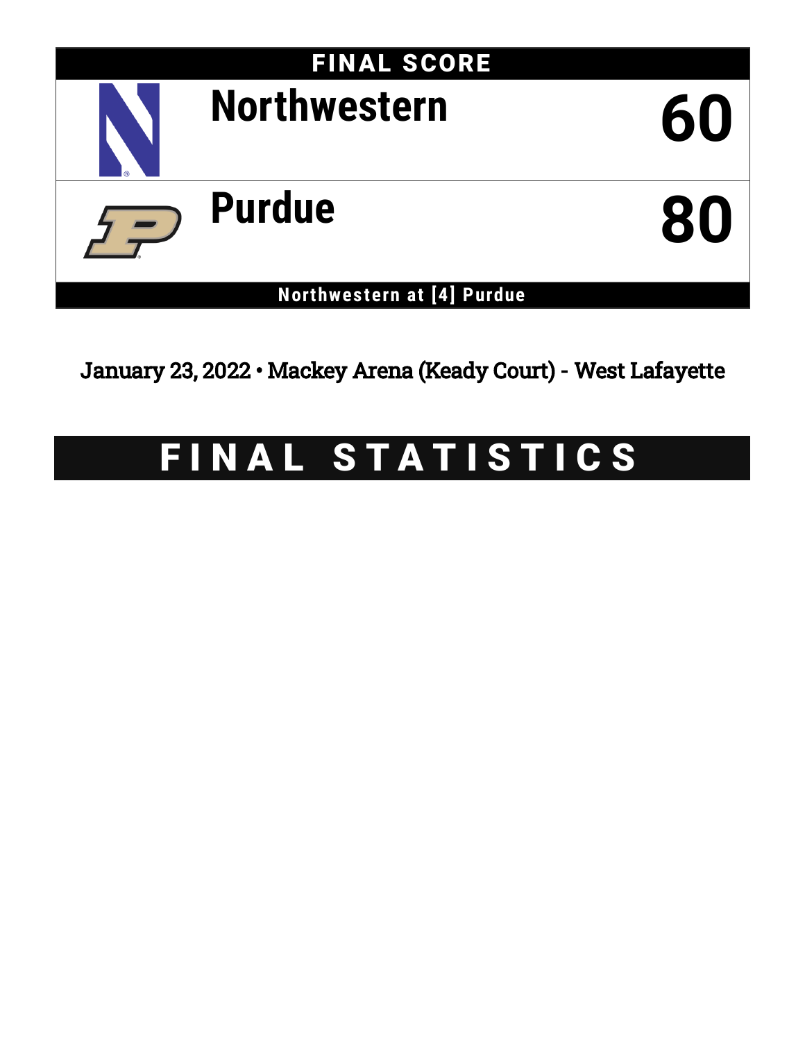# FINAL SCORE

| Team | Score |
|---|---|
| Northwestern | 60 |
| Purdue | 80 |

**Northwestern at [4] Purdue**

January 23, 2022 • Mackey Arena (Keady Court) - West Lafayette

# FINAL STATISTICS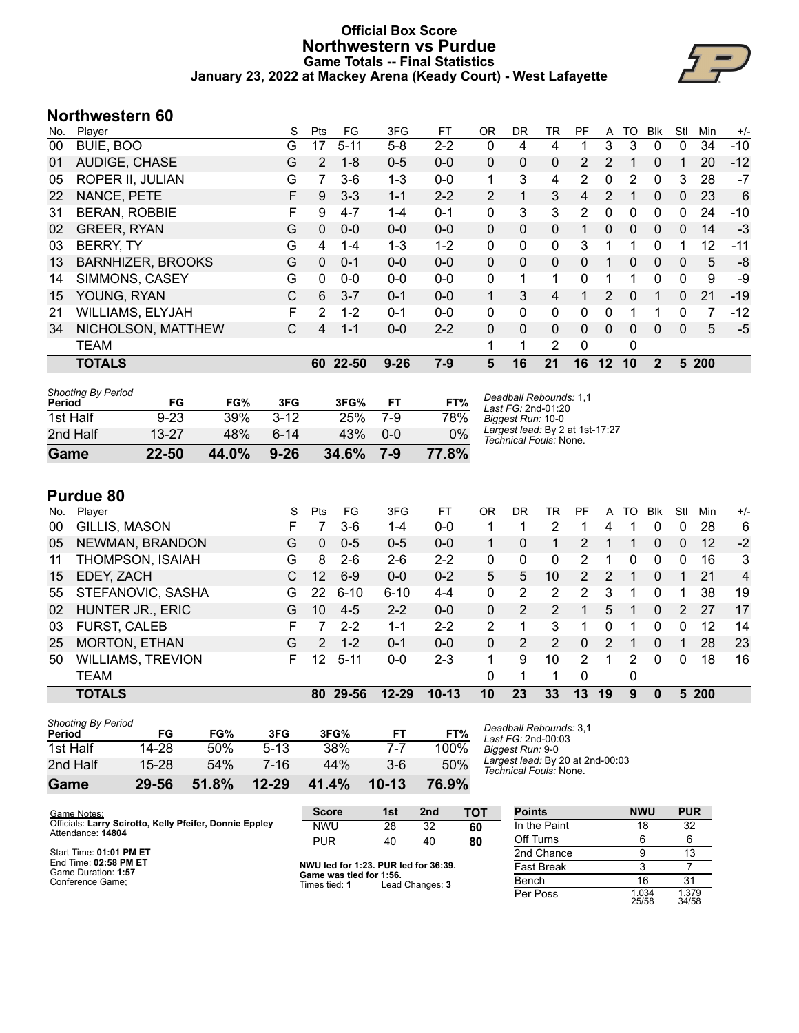# Official Box Score
## Northwestern vs Purdue
### Game Totals -- Final Statistics
### January 23, 2022 at Mackey Arena (Keady Court) - West Lafayette

## Northwestern 60

| No. | Player | S | Pts | FG | 3FG | FT | OR | DR | TR | PF | A | TO | Blk | Stl | Min | +/- |
|---|---|---|---|---|---|---|---|---|---|---|---|---|---|---|---|---|
| 00 | BUIE, BOO | G | 17 | 5-11 | 5-8 | 2-2 | 0 | 4 | 4 | 1 | 3 | 3 | 0 | 0 | 34 | -10 |
| 01 | AUDIGE, CHASE | G | 2 | 1-8 | 0-5 | 0-0 | 0 | 0 | 0 | 2 | 2 | 1 | 0 | 1 | 20 | -12 |
| 05 | ROPER II, JULIAN | G | 7 | 3-6 | 1-3 | 0-0 | 1 | 3 | 4 | 2 | 0 | 2 | 0 | 3 | 28 | -7 |
| 22 | NANCE, PETE | F | 9 | 3-3 | 1-1 | 2-2 | 2 | 1 | 3 | 4 | 2 | 1 | 0 | 0 | 23 | 6 |
| 31 | BERAN, ROBBIE | F | 9 | 4-7 | 1-4 | 0-1 | 0 | 3 | 3 | 2 | 0 | 0 | 0 | 0 | 24 | -10 |
| 02 | GREER, RYAN | G | 0 | 0-0 | 0-0 | 0-0 | 0 | 0 | 0 | 1 | 0 | 0 | 0 | 0 | 14 | -3 |
| 03 | BERRY, TY | G | 4 | 1-4 | 1-3 | 1-2 | 0 | 0 | 0 | 3 | 1 | 1 | 0 | 1 | 12 | -11 |
| 13 | BARNHIZER, BROOKS | G | 0 | 0-1 | 0-0 | 0-0 | 0 | 0 | 0 | 0 | 1 | 0 | 0 | 0 | 5 | -8 |
| 14 | SIMMONS, CASEY | G | 0 | 0-0 | 0-0 | 0-0 | 0 | 1 | 1 | 0 | 1 | 1 | 0 | 0 | 9 | -9 |
| 15 | YOUNG, RYAN | C | 6 | 3-7 | 0-1 | 0-0 | 1 | 3 | 4 | 1 | 2 | 0 | 1 | 0 | 21 | -19 |
| 21 | WILLIAMS, ELYJAH | F | 2 | 1-2 | 0-1 | 0-0 | 0 | 0 | 0 | 0 | 0 | 1 | 1 | 0 | 7 | -12 |
| 34 | NICHOLSON, MATTHEW | C | 4 | 1-1 | 0-0 | 2-2 | 0 | 0 | 0 | 0 | 0 | 0 | 0 | 0 | 5 | -5 |
| | TEAM | | | | | | 1 | 1 | 2 | 0 | | 0 | | | | |
| | **TOTALS** | | **60** | **22-50** | **9-26** | **7-9** | **5** | **16** | **21** | **16** | **12** | **10** | **2** | **5** | **200** | |

| Shooting By Period Period | FG | FG% | 3FG | 3FG% | FT | FT% |
|---|---|---|---|---|---|---|
| 1st Half | 9-23 | 39% | 3-12 | 25% | 7-9 | 78% |
| 2nd Half | 13-27 | 48% | 6-14 | 43% | 0-0 | 0% |
| **Game** | **22-50** | **44.0%** | **9-26** | **34.6%** | **7-9** | **77.8%** |

*Deadball Rebounds:* 1,1
*Last FG:* 2nd-01:20
*Biggest Run:* 10-0
*Largest lead:* By 2 at 1st-17:27
*Technical Fouls:* None.

## Purdue 80

| No. | Player | S | Pts | FG | 3FG | FT | OR | DR | TR | PF | A | TO | Blk | Stl | Min | +/- |
|---|---|---|---|---|---|---|---|---|---|---|---|---|---|---|---|---|
| 00 | GILLIS, MASON | F | 7 | 3-6 | 1-4 | 0-0 | 1 | 1 | 2 | 1 | 4 | 1 | 0 | 0 | 28 | 6 |
| 05 | NEWMAN, BRANDON | G | 0 | 0-5 | 0-5 | 0-0 | 1 | 0 | 1 | 2 | 1 | 1 | 0 | 0 | 12 | -2 |
| 11 | THOMPSON, ISAIAH | G | 8 | 2-6 | 2-6 | 2-2 | 0 | 0 | 0 | 2 | 1 | 0 | 0 | 0 | 16 | 3 |
| 15 | EDEY, ZACH | C | 12 | 6-9 | 0-0 | 0-2 | 5 | 5 | 10 | 2 | 2 | 1 | 0 | 1 | 21 | 4 |
| 55 | STEFANOVIC, SASHA | G | 22 | 6-10 | 6-10 | 4-4 | 0 | 2 | 2 | 2 | 3 | 1 | 0 | 1 | 38 | 19 |
| 02 | HUNTER JR., ERIC | G | 10 | 4-5 | 2-2 | 0-0 | 0 | 2 | 2 | 1 | 5 | 1 | 0 | 2 | 27 | 17 |
| 03 | FURST, CALEB | F | 7 | 2-2 | 1-1 | 2-2 | 2 | 1 | 3 | 1 | 0 | 1 | 0 | 0 | 12 | 14 |
| 25 | MORTON, ETHAN | G | 2 | 1-2 | 0-1 | 0-0 | 0 | 2 | 2 | 0 | 2 | 1 | 0 | 1 | 28 | 23 |
| 50 | WILLIAMS, TREVION | F | 12 | 5-11 | 0-0 | 2-3 | 1 | 9 | 10 | 2 | 1 | 2 | 0 | 0 | 18 | 16 |
| | TEAM | | | | | | 0 | 1 | 1 | 0 | | 0 | | | | |
| | **TOTALS** | | **80** | **29-56** | **12-29** | **10-13** | **10** | **23** | **33** | **13** | **19** | **9** | **0** | **5** | **200** | |

| Shooting By Period Period | FG | FG% | 3FG | 3FG% | FT | FT% |
|---|---|---|---|---|---|---|
| 1st Half | 14-28 | 50% | 5-13 | 38% | 7-7 | 100% |
| 2nd Half | 15-28 | 54% | 7-16 | 44% | 3-6 | 50% |
| **Game** | **29-56** | **51.8%** | **12-29** | **41.4%** | **10-13** | **76.9%** |

*Deadball Rebounds:* 3,1
*Last FG:* 2nd-00:03
*Biggest Run:* 9-0
*Largest lead:* By 20 at 2nd-00:03
*Technical Fouls:* None.

Game Notes:
Officials: **Larry Scirotto, Kelly Pfeifer, Donnie Eppley**
Attendance: **14804**

Start Time: **01:01 PM ET**
End Time: **02:58 PM ET**
Game Duration: **1:57**
Conference Game;

| Score | 1st | 2nd | TOT |
|---|---|---|---|
| NWU | 28 | 32 | **60** |
| PUR | 40 | 40 | **80** |

**NWU led for 1:23. PUR led for 36:39.**
**Game was tied for 1:56.**
Times tied: **1** Lead Changes: **3**

| Points | NWU | PUR |
|---|---|---|
| In the Paint | 18 | 32 |
| Off Turns | 6 | 6 |
| 2nd Chance | 9 | 13 |
| Fast Break | 3 | 7 |
| Bench | 16 | 31 |
| Per Poss | 1.034 25/58 | 1.379 34/58 |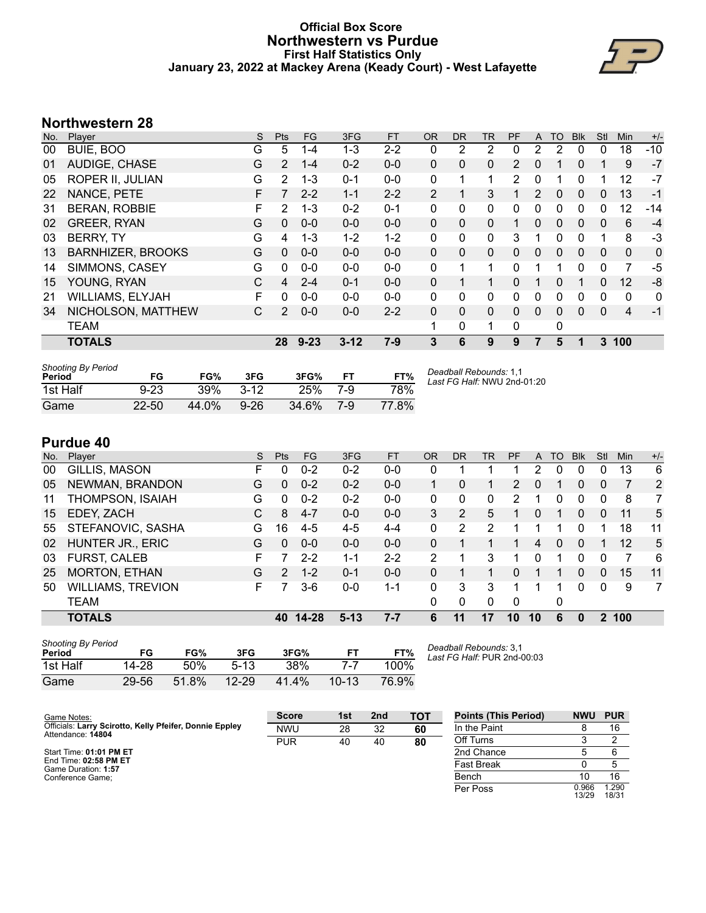# Official Box Score
## Northwestern vs Purdue
### First Half Statistics Only
### January 23, 2022 at Mackey Arena (Keady Court) - West Lafayette

## Northwestern 28

| No. | Player | S | Pts | FG | 3FG | FT | OR | DR | TR | PF | A | TO | Blk | Stl | Min | +/- |
|---|---|---|---|---|---|---|---|---|---|---|---|---|---|---|---|---|
| 00 | BUIE, BOO | G | 5 | 1-4 | 1-3 | 2-2 | 0 | 2 | 2 | 0 | 2 | 2 | 0 | 0 | 18 | -10 |
| 01 | AUDIGE, CHASE | G | 2 | 1-4 | 0-2 | 0-0 | 0 | 0 | 0 | 2 | 0 | 1 | 0 | 1 | 9 | -7 |
| 05 | ROPER II, JULIAN | G | 2 | 1-3 | 0-1 | 0-0 | 0 | 1 | 1 | 2 | 0 | 1 | 0 | 1 | 12 | -7 |
| 22 | NANCE, PETE | F | 7 | 2-2 | 1-1 | 2-2 | 2 | 1 | 3 | 1 | 2 | 0 | 0 | 0 | 13 | -1 |
| 31 | BERAN, ROBBIE | F | 2 | 1-3 | 0-2 | 0-1 | 0 | 0 | 0 | 0 | 0 | 0 | 0 | 0 | 12 | -14 |
| 02 | GREER, RYAN | G | 0 | 0-0 | 0-0 | 0-0 | 0 | 0 | 0 | 1 | 0 | 0 | 0 | 0 | 6 | -4 |
| 03 | BERRY, TY | G | 4 | 1-3 | 1-2 | 1-2 | 0 | 0 | 0 | 3 | 1 | 0 | 0 | 1 | 8 | -3 |
| 13 | BARNHIZER, BROOKS | G | 0 | 0-0 | 0-0 | 0-0 | 0 | 0 | 0 | 0 | 0 | 0 | 0 | 0 | 0 | 0 |
| 14 | SIMMONS, CASEY | G | 0 | 0-0 | 0-0 | 0-0 | 0 | 1 | 1 | 0 | 1 | 1 | 0 | 0 | 7 | -5 |
| 15 | YOUNG, RYAN | C | 4 | 2-4 | 0-1 | 0-0 | 0 | 1 | 1 | 0 | 1 | 0 | 1 | 0 | 12 | -8 |
| 21 | WILLIAMS, ELYJAH | F | 0 | 0-0 | 0-0 | 0-0 | 0 | 0 | 0 | 0 | 0 | 0 | 0 | 0 | 0 | 0 |
| 34 | NICHOLSON, MATTHEW | C | 2 | 0-0 | 0-0 | 2-2 | 0 | 0 | 0 | 0 | 0 | 0 | 0 | 0 | 4 | -1 |
| | TEAM | | | | | | 1 | 0 | 1 | 0 | | 0 | | | | |
| | **TOTALS** | | **28** | **9-23** | **3-12** | **7-9** | **3** | **6** | **9** | **9** | **7** | **5** | **1** | **3** | **100** | |

| Shooting By Period Period | FG | FG% | 3FG | 3FG% | FT | FT% |
|---|---|---|---|---|---|---|
| 1st Half | 9-23 | 39% | 3-12 | 25% | 7-9 | 78% |
| Game | 22-50 | 44.0% | 9-26 | 34.6% | 7-9 | 77.8% |

*Deadball Rebounds:* 1,1
*Last FG Half:* NWU 2nd-01:20

## Purdue 40

| No. | Player | S | Pts | FG | 3FG | FT | OR | DR | TR | PF | A | TO | Blk | Stl | Min | +/- |
|---|---|---|---|---|---|---|---|---|---|---|---|---|---|---|---|---|
| 00 | GILLIS, MASON | F | 0 | 0-2 | 0-2 | 0-0 | 0 | 1 | 1 | 1 | 2 | 0 | 0 | 0 | 13 | 6 |
| 05 | NEWMAN, BRANDON | G | 0 | 0-2 | 0-2 | 0-0 | 1 | 0 | 1 | 2 | 0 | 1 | 0 | 0 | 7 | 2 |
| 11 | THOMPSON, ISAIAH | G | 0 | 0-2 | 0-2 | 0-0 | 0 | 0 | 0 | 2 | 1 | 0 | 0 | 0 | 8 | 7 |
| 15 | EDEY, ZACH | C | 8 | 4-7 | 0-0 | 0-0 | 3 | 2 | 5 | 1 | 0 | 1 | 0 | 0 | 11 | 5 |
| 55 | STEFANOVIC, SASHA | G | 16 | 4-5 | 4-5 | 4-4 | 0 | 2 | 2 | 1 | 1 | 1 | 0 | 1 | 18 | 11 |
| 02 | HUNTER JR., ERIC | G | 0 | 0-0 | 0-0 | 0-0 | 0 | 1 | 1 | 1 | 4 | 0 | 0 | 1 | 12 | 5 |
| 03 | FURST, CALEB | F | 7 | 2-2 | 1-1 | 2-2 | 2 | 1 | 3 | 1 | 0 | 1 | 0 | 0 | 7 | 6 |
| 25 | MORTON, ETHAN | G | 2 | 1-2 | 0-1 | 0-0 | 0 | 1 | 1 | 0 | 1 | 1 | 0 | 0 | 15 | 11 |
| 50 | WILLIAMS, TREVION | F | 7 | 3-6 | 0-0 | 1-1 | 0 | 3 | 3 | 1 | 1 | 1 | 0 | 0 | 9 | 7 |
| | TEAM | | | | | | 0 | 0 | 0 | 0 | | 0 | | | | |
| | **TOTALS** | | **40** | **14-28** | **5-13** | **7-7** | **6** | **11** | **17** | **10** | **10** | **6** | **0** | **2** | **100** | |

| Shooting By Period Period | FG | FG% | 3FG | 3FG% | FT | FT% |
|---|---|---|---|---|---|---|
| 1st Half | 14-28 | 50% | 5-13 | 38% | 7-7 | 100% |
| Game | 29-56 | 51.8% | 12-29 | 41.4% | 10-13 | 76.9% |

*Deadball Rebounds:* 3,1
*Last FG Half:* PUR 2nd-00:03

Game Notes:
Officials: **Larry Scirotto, Kelly Pfeifer, Donnie Eppley**
Attendance: **14804**

Start Time: **01:01 PM ET**
End Time: **02:58 PM ET**
Game Duration: **1:57**
Conference Game;

| Score | 1st | 2nd | TOT |
|---|---|---|---|
| NWU | 28 | 32 | **60** |
| PUR | 40 | 40 | **80** |

| Points (This Period) | NWU | PUR |
|---|---|---|
| In the Paint | 8 | 16 |
| Off Turns | 3 | 2 |
| 2nd Chance | 5 | 6 |
| Fast Break | 0 | 5 |
| Bench | 10 | 16 |
| Per Poss | 0.966 13/29 | 1.290 18/31 |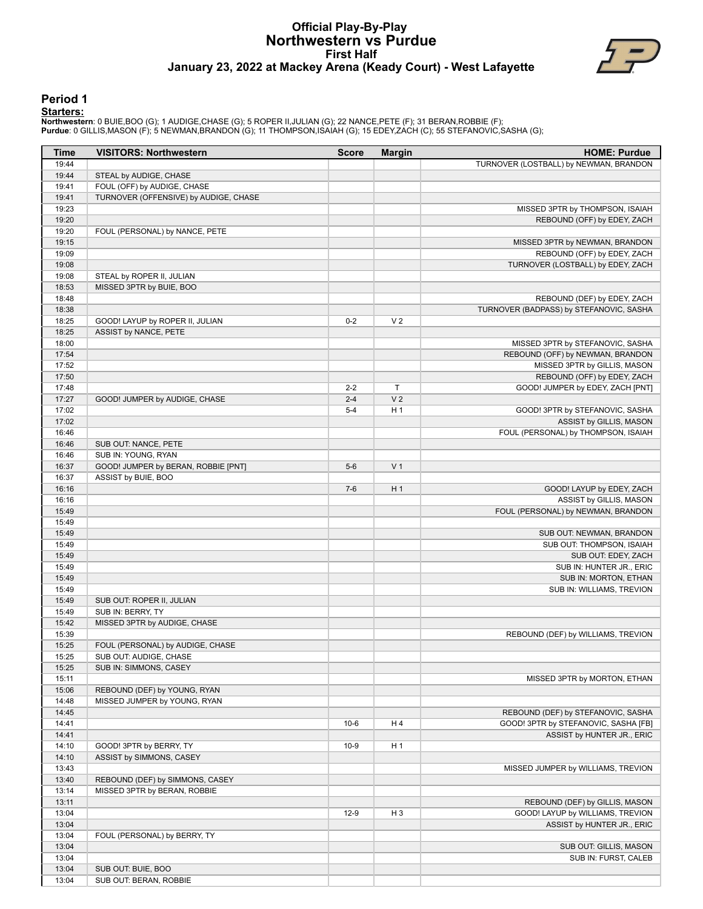# Official Play-By-Play
# Northwestern vs Purdue
## First Half
### January 23, 2022 at Mackey Arena (Keady Court) - West Lafayette

## Period 1

**Starters:**

**Northwestern**: 0 BUIE,BOO (G); 1 AUDIGE,CHASE (G); 5 ROPER II,JULIAN (G); 22 NANCE,PETE (F); 31 BERAN,ROBBIE (F);
**Purdue**: 0 GILLIS,MASON (F); 5 NEWMAN,BRANDON (G); 11 THOMPSON,ISAIAH (G); 15 EDEY,ZACH (C); 55 STEFANOVIC,SASHA (G);

| Time | VISITORS: Northwestern | Score | Margin | HOME: Purdue |
|---|---|---|---|---|
| 19:44 | | | | TURNOVER (LOSTBALL) by NEWMAN, BRANDON |
| 19:44 | STEAL by AUDIGE, CHASE | | | |
| 19:41 | FOUL (OFF) by AUDIGE, CHASE | | | |
| 19:41 | TURNOVER (OFFENSIVE) by AUDIGE, CHASE | | | |
| 19:23 | | | | MISSED 3PTR by THOMPSON, ISAIAH |
| 19:20 | | | | REBOUND (OFF) by EDEY, ZACH |
| 19:20 | FOUL (PERSONAL) by NANCE, PETE | | | |
| 19:15 | | | | MISSED 3PTR by NEWMAN, BRANDON |
| 19:09 | | | | REBOUND (OFF) by EDEY, ZACH |
| 19:08 | | | | TURNOVER (LOSTBALL) by EDEY, ZACH |
| 19:08 | STEAL by ROPER II, JULIAN | | | |
| 18:53 | MISSED 3PTR by BUIE, BOO | | | |
| 18:48 | | | | REBOUND (DEF) by EDEY, ZACH |
| 18:38 | | | | TURNOVER (BADPASS) by STEFANOVIC, SASHA |
| 18:25 | GOOD! LAYUP by ROPER II, JULIAN | 0-2 | V 2 | |
| 18:25 | ASSIST by NANCE, PETE | | | |
| 18:00 | | | | MISSED 3PTR by STEFANOVIC, SASHA |
| 17:54 | | | | REBOUND (OFF) by NEWMAN, BRANDON |
| 17:52 | | | | MISSED 3PTR by GILLIS, MASON |
| 17:50 | | | | REBOUND (OFF) by EDEY, ZACH |
| 17:48 | | 2-2 | T | GOOD! JUMPER by EDEY, ZACH [PNT] |
| 17:27 | GOOD! JUMPER by AUDIGE, CHASE | 2-4 | V 2 | |
| 17:02 | | 5-4 | H 1 | GOOD! 3PTR by STEFANOVIC, SASHA |
| 17:02 | | | | ASSIST by GILLIS, MASON |
| 16:46 | | | | FOUL (PERSONAL) by THOMPSON, ISAIAH |
| 16:46 | SUB OUT: NANCE, PETE | | | |
| 16:46 | SUB IN: YOUNG, RYAN | | | |
| 16:37 | GOOD! JUMPER by BERAN, ROBBIE [PNT] | 5-6 | V 1 | |
| 16:37 | ASSIST by BUIE, BOO | | | |
| 16:16 | | 7-6 | H 1 | GOOD! LAYUP by EDEY, ZACH |
| 16:16 | | | | ASSIST by GILLIS, MASON |
| 15:49 | | | | FOUL (PERSONAL) by NEWMAN, BRANDON |
| 15:49 | | | | |
| 15:49 | | | | SUB OUT: NEWMAN, BRANDON |
| 15:49 | | | | SUB OUT: THOMPSON, ISAIAH |
| 15:49 | | | | SUB OUT: EDEY, ZACH |
| 15:49 | | | | SUB IN: HUNTER JR., ERIC |
| 15:49 | | | | SUB IN: MORTON, ETHAN |
| 15:49 | | | | SUB IN: WILLIAMS, TREVION |
| 15:49 | SUB OUT: ROPER II, JULIAN | | | |
| 15:49 | SUB IN: BERRY, TY | | | |
| 15:42 | MISSED 3PTR by AUDIGE, CHASE | | | |
| 15:39 | | | | REBOUND (DEF) by WILLIAMS, TREVION |
| 15:25 | FOUL (PERSONAL) by AUDIGE, CHASE | | | |
| 15:25 | SUB OUT: AUDIGE, CHASE | | | |
| 15:25 | SUB IN: SIMMONS, CASEY | | | |
| 15:11 | | | | MISSED 3PTR by MORTON, ETHAN |
| 15:06 | REBOUND (DEF) by YOUNG, RYAN | | | |
| 14:48 | MISSED JUMPER by YOUNG, RYAN | | | |
| 14:45 | | | | REBOUND (DEF) by STEFANOVIC, SASHA |
| 14:41 | | 10-6 | H 4 | GOOD! 3PTR by STEFANOVIC, SASHA [FB] |
| 14:41 | | | | ASSIST by HUNTER JR., ERIC |
| 14:10 | GOOD! 3PTR by BERRY, TY | 10-9 | H 1 | |
| 14:10 | ASSIST by SIMMONS, CASEY | | | |
| 13:43 | | | | MISSED JUMPER by WILLIAMS, TREVION |
| 13:40 | REBOUND (DEF) by SIMMONS, CASEY | | | |
| 13:14 | MISSED 3PTR by BERAN, ROBBIE | | | |
| 13:11 | | | | REBOUND (DEF) by GILLIS, MASON |
| 13:04 | | 12-9 | H 3 | GOOD! LAYUP by WILLIAMS, TREVION |
| 13:04 | | | | ASSIST by HUNTER JR., ERIC |
| 13:04 | FOUL (PERSONAL) by BERRY, TY | | | |
| 13:04 | | | | SUB OUT: GILLIS, MASON |
| 13:04 | | | | SUB IN: FURST, CALEB |
| 13:04 | SUB OUT: BUIE, BOO | | | |
| 13:04 | SUB OUT: BERAN, ROBBIE | | | |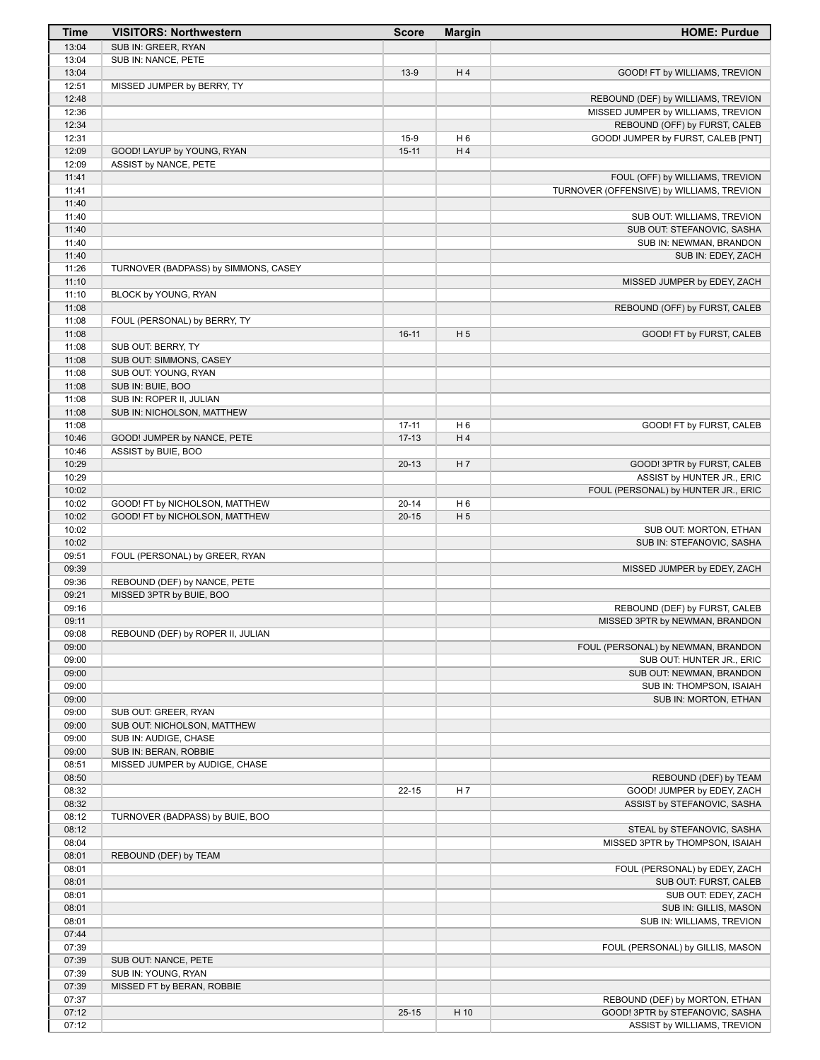| Time | VISITORS: Northwestern | Score | Margin | HOME: Purdue |
|---|---|---|---|---|
| 13:04 | SUB IN: GREER, RYAN | | | |
| 13:04 | SUB IN: NANCE, PETE | | | |
| 13:04 | | 13-9 | H 4 | GOOD! FT by WILLIAMS, TREVION |
| 12:51 | MISSED JUMPER by BERRY, TY | | | |
| 12:48 | | | | REBOUND (DEF) by WILLIAMS, TREVION |
| 12:36 | | | | MISSED JUMPER by WILLIAMS, TREVION |
| 12:34 | | | | REBOUND (OFF) by FURST, CALEB |
| 12:31 | | 15-9 | H 6 | GOOD! JUMPER by FURST, CALEB [PNT] |
| 12:09 | GOOD! LAYUP by YOUNG, RYAN | 15-11 | H 4 | |
| 12:09 | ASSIST by NANCE, PETE | | | |
| 11:41 | | | | FOUL (OFF) by WILLIAMS, TREVION |
| 11:41 | | | | TURNOVER (OFFENSIVE) by WILLIAMS, TREVION |
| 11:40 | | | | |
| 11:40 | | | | SUB OUT: WILLIAMS, TREVION |
| 11:40 | | | | SUB OUT: STEFANOVIC, SASHA |
| 11:40 | | | | SUB IN: NEWMAN, BRANDON |
| 11:40 | | | | SUB IN: EDEY, ZACH |
| 11:26 | TURNOVER (BADPASS) by SIMMONS, CASEY | | | |
| 11:10 | | | | MISSED JUMPER by EDEY, ZACH |
| 11:10 | BLOCK by YOUNG, RYAN | | | |
| 11:08 | | | | REBOUND (OFF) by FURST, CALEB |
| 11:08 | FOUL (PERSONAL) by BERRY, TY | | | |
| 11:08 | | 16-11 | H 5 | GOOD! FT by FURST, CALEB |
| 11:08 | SUB OUT: BERRY, TY | | | |
| 11:08 | SUB OUT: SIMMONS, CASEY | | | |
| 11:08 | SUB OUT: YOUNG, RYAN | | | |
| 11:08 | SUB IN: BUIE, BOO | | | |
| 11:08 | SUB IN: ROPER II, JULIAN | | | |
| 11:08 | SUB IN: NICHOLSON, MATTHEW | | | |
| 11:08 | | 17-11 | H 6 | GOOD! FT by FURST, CALEB |
| 10:46 | GOOD! JUMPER by NANCE, PETE | 17-13 | H 4 | |
| 10:46 | ASSIST by BUIE, BOO | | | |
| 10:29 | | 20-13 | H 7 | GOOD! 3PTR by FURST, CALEB |
| 10:29 | | | | ASSIST by HUNTER JR., ERIC |
| 10:02 | | | | FOUL (PERSONAL) by HUNTER JR., ERIC |
| 10:02 | GOOD! FT by NICHOLSON, MATTHEW | 20-14 | H 6 | |
| 10:02 | GOOD! FT by NICHOLSON, MATTHEW | 20-15 | H 5 | |
| 10:02 | | | | SUB OUT: MORTON, ETHAN |
| 10:02 | | | | SUB IN: STEFANOVIC, SASHA |
| 09:51 | FOUL (PERSONAL) by GREER, RYAN | | | |
| 09:39 | | | | MISSED JUMPER by EDEY, ZACH |
| 09:36 | REBOUND (DEF) by NANCE, PETE | | | |
| 09:21 | MISSED 3PTR by BUIE, BOO | | | |
| 09:16 | | | | REBOUND (DEF) by FURST, CALEB |
| 09:11 | | | | MISSED 3PTR by NEWMAN, BRANDON |
| 09:08 | REBOUND (DEF) by ROPER II, JULIAN | | | |
| 09:00 | | | | FOUL (PERSONAL) by NEWMAN, BRANDON |
| 09:00 | | | | SUB OUT: HUNTER JR., ERIC |
| 09:00 | | | | SUB OUT: NEWMAN, BRANDON |
| 09:00 | | | | SUB IN: THOMPSON, ISAIAH |
| 09:00 | | | | SUB IN: MORTON, ETHAN |
| 09:00 | SUB OUT: GREER, RYAN | | | |
| 09:00 | SUB OUT: NICHOLSON, MATTHEW | | | |
| 09:00 | SUB IN: AUDIGE, CHASE | | | |
| 09:00 | SUB IN: BERAN, ROBBIE | | | |
| 08:51 | MISSED JUMPER by AUDIGE, CHASE | | | |
| 08:50 | | | | REBOUND (DEF) by TEAM |
| 08:32 | | 22-15 | H 7 | GOOD! JUMPER by EDEY, ZACH |
| 08:32 | | | | ASSIST by STEFANOVIC, SASHA |
| 08:12 | TURNOVER (BADPASS) by BUIE, BOO | | | |
| 08:12 | | | | STEAL by STEFANOVIC, SASHA |
| 08:04 | | | | MISSED 3PTR by THOMPSON, ISAIAH |
| 08:01 | REBOUND (DEF) by TEAM | | | |
| 08:01 | | | | FOUL (PERSONAL) by EDEY, ZACH |
| 08:01 | | | | SUB OUT: FURST, CALEB |
| 08:01 | | | | SUB OUT: EDEY, ZACH |
| 08:01 | | | | SUB IN: GILLIS, MASON |
| 08:01 | | | | SUB IN: WILLIAMS, TREVION |
| 07:44 | | | | |
| 07:39 | | | | FOUL (PERSONAL) by GILLIS, MASON |
| 07:39 | SUB OUT: NANCE, PETE | | | |
| 07:39 | SUB IN: YOUNG, RYAN | | | |
| 07:39 | MISSED FT by BERAN, ROBBIE | | | |
| 07:37 | | | | REBOUND (DEF) by MORTON, ETHAN |
| 07:12 | | 25-15 | H 10 | GOOD! 3PTR by STEFANOVIC, SASHA |
| 07:12 | | | | ASSIST by WILLIAMS, TREVION |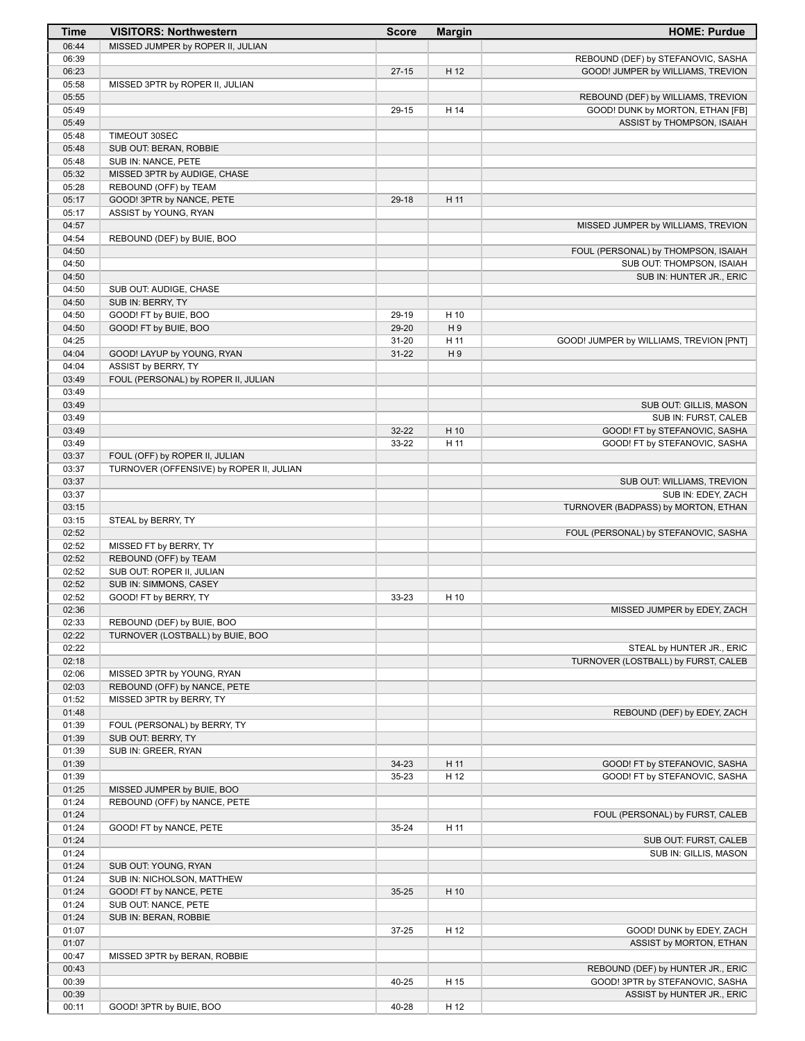| Time | VISITORS: Northwestern | Score | Margin | HOME: Purdue |
|---|---|---|---|---|
| 06:44 | MISSED JUMPER by ROPER II, JULIAN | | | |
| 06:39 | | | | REBOUND (DEF) by STEFANOVIC, SASHA |
| 06:23 | | 27-15 | H 12 | GOOD! JUMPER by WILLIAMS, TREVION |
| 05:58 | MISSED 3PTR by ROPER II, JULIAN | | | |
| 05:55 | | | | REBOUND (DEF) by WILLIAMS, TREVION |
| 05:49 | | 29-15 | H 14 | GOOD! DUNK by MORTON, ETHAN [FB] |
| 05:49 | | | | ASSIST by THOMPSON, ISAIAH |
| 05:48 | TIMEOUT 30SEC | | | |
| 05:48 | SUB OUT: BERAN, ROBBIE | | | |
| 05:48 | SUB IN: NANCE, PETE | | | |
| 05:32 | MISSED 3PTR by AUDIGE, CHASE | | | |
| 05:28 | REBOUND (OFF) by TEAM | | | |
| 05:17 | GOOD! 3PTR by NANCE, PETE | 29-18 | H 11 | |
| 05:17 | ASSIST by YOUNG, RYAN | | | |
| 04:57 | | | | MISSED JUMPER by WILLIAMS, TREVION |
| 04:54 | REBOUND (DEF) by BUIE, BOO | | | |
| 04:50 | | | | FOUL (PERSONAL) by THOMPSON, ISAIAH |
| 04:50 | | | | SUB OUT: THOMPSON, ISAIAH |
| 04:50 | | | | SUB IN: HUNTER JR., ERIC |
| 04:50 | SUB OUT: AUDIGE, CHASE | | | |
| 04:50 | SUB IN: BERRY, TY | | | |
| 04:50 | GOOD! FT by BUIE, BOO | 29-19 | H 10 | |
| 04:50 | GOOD! FT by BUIE, BOO | 29-20 | H 9 | |
| 04:25 | | 31-20 | H 11 | GOOD! JUMPER by WILLIAMS, TREVION [PNT] |
| 04:04 | GOOD! LAYUP by YOUNG, RYAN | 31-22 | H 9 | |
| 04:04 | ASSIST by BERRY, TY | | | |
| 03:49 | FOUL (PERSONAL) by ROPER II, JULIAN | | | |
| 03:49 | | | | |
| 03:49 | | | | SUB OUT: GILLIS, MASON |
| 03:49 | | | | SUB IN: FURST, CALEB |
| 03:49 | | 32-22 | H 10 | GOOD! FT by STEFANOVIC, SASHA |
| 03:49 | | 33-22 | H 11 | GOOD! FT by STEFANOVIC, SASHA |
| 03:37 | FOUL (OFF) by ROPER II, JULIAN | | | |
| 03:37 | TURNOVER (OFFENSIVE) by ROPER II, JULIAN | | | |
| 03:37 | | | | SUB OUT: WILLIAMS, TREVION |
| 03:37 | | | | SUB IN: EDEY, ZACH |
| 03:15 | | | | TURNOVER (BADPASS) by MORTON, ETHAN |
| 03:15 | STEAL by BERRY, TY | | | |
| 02:52 | | | | FOUL (PERSONAL) by STEFANOVIC, SASHA |
| 02:52 | MISSED FT by BERRY, TY | | | |
| 02:52 | REBOUND (OFF) by TEAM | | | |
| 02:52 | SUB OUT: ROPER II, JULIAN | | | |
| 02:52 | SUB IN: SIMMONS, CASEY | | | |
| 02:52 | GOOD! FT by BERRY, TY | 33-23 | H 10 | |
| 02:36 | | | | MISSED JUMPER by EDEY, ZACH |
| 02:33 | REBOUND (DEF) by BUIE, BOO | | | |
| 02:22 | TURNOVER (LOSTBALL) by BUIE, BOO | | | |
| 02:22 | | | | STEAL by HUNTER JR., ERIC |
| 02:18 | | | | TURNOVER (LOSTBALL) by FURST, CALEB |
| 02:06 | MISSED 3PTR by YOUNG, RYAN | | | |
| 02:03 | REBOUND (OFF) by NANCE, PETE | | | |
| 01:52 | MISSED 3PTR by BERRY, TY | | | |
| 01:48 | | | | REBOUND (DEF) by EDEY, ZACH |
| 01:39 | FOUL (PERSONAL) by BERRY, TY | | | |
| 01:39 | SUB OUT: BERRY, TY | | | |
| 01:39 | SUB IN: GREER, RYAN | | | |
| 01:39 | | 34-23 | H 11 | GOOD! FT by STEFANOVIC, SASHA |
| 01:39 | | 35-23 | H 12 | GOOD! FT by STEFANOVIC, SASHA |
| 01:25 | MISSED JUMPER by BUIE, BOO | | | |
| 01:24 | REBOUND (OFF) by NANCE, PETE | | | |
| 01:24 | | | | FOUL (PERSONAL) by FURST, CALEB |
| 01:24 | GOOD! FT by NANCE, PETE | 35-24 | H 11 | |
| 01:24 | | | | SUB OUT: FURST, CALEB |
| 01:24 | | | | SUB IN: GILLIS, MASON |
| 01:24 | SUB OUT: YOUNG, RYAN | | | |
| 01:24 | SUB IN: NICHOLSON, MATTHEW | | | |
| 01:24 | GOOD! FT by NANCE, PETE | 35-25 | H 10 | |
| 01:24 | SUB OUT: NANCE, PETE | | | |
| 01:24 | SUB IN: BERAN, ROBBIE | | | |
| 01:07 | | 37-25 | H 12 | GOOD! DUNK by EDEY, ZACH |
| 01:07 | | | | ASSIST by MORTON, ETHAN |
| 00:47 | MISSED 3PTR by BERAN, ROBBIE | | | |
| 00:43 | | | | REBOUND (DEF) by HUNTER JR., ERIC |
| 00:39 | | 40-25 | H 15 | GOOD! 3PTR by STEFANOVIC, SASHA |
| 00:39 | | | | ASSIST by HUNTER JR., ERIC |
| 00:11 | GOOD! 3PTR by BUIE, BOO | 40-28 | H 12 | |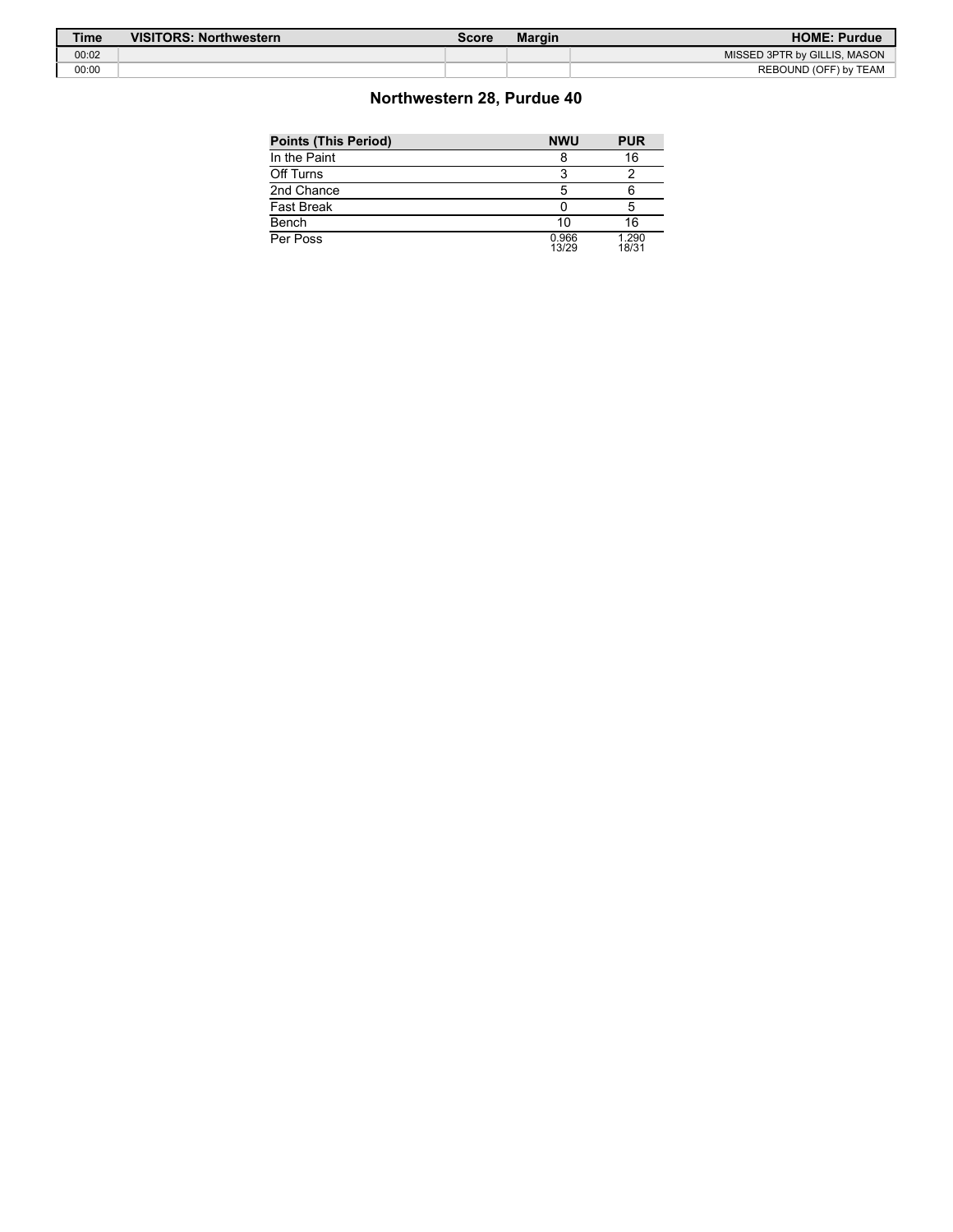| Time | VISITORS: Northwestern | Score | Margin | HOME: Purdue |
| --- | --- | --- | --- | --- |
| 00:02 | | | | MISSED 3PTR by GILLIS, MASON |
| 00:00 | | | | REBOUND (OFF) by TEAM |

## Northwestern 28, Purdue 40

| Points (This Period) | NWU | PUR |
| --- | --- | --- |
| In the Paint | 8 | 16 |
| Off Turns | 3 | 2 |
| 2nd Chance | 5 | 6 |
| Fast Break | 0 | 5 |
| Bench | 10 | 16 |
| Per Poss | 0.966 13/29 | 1.290 18/31 |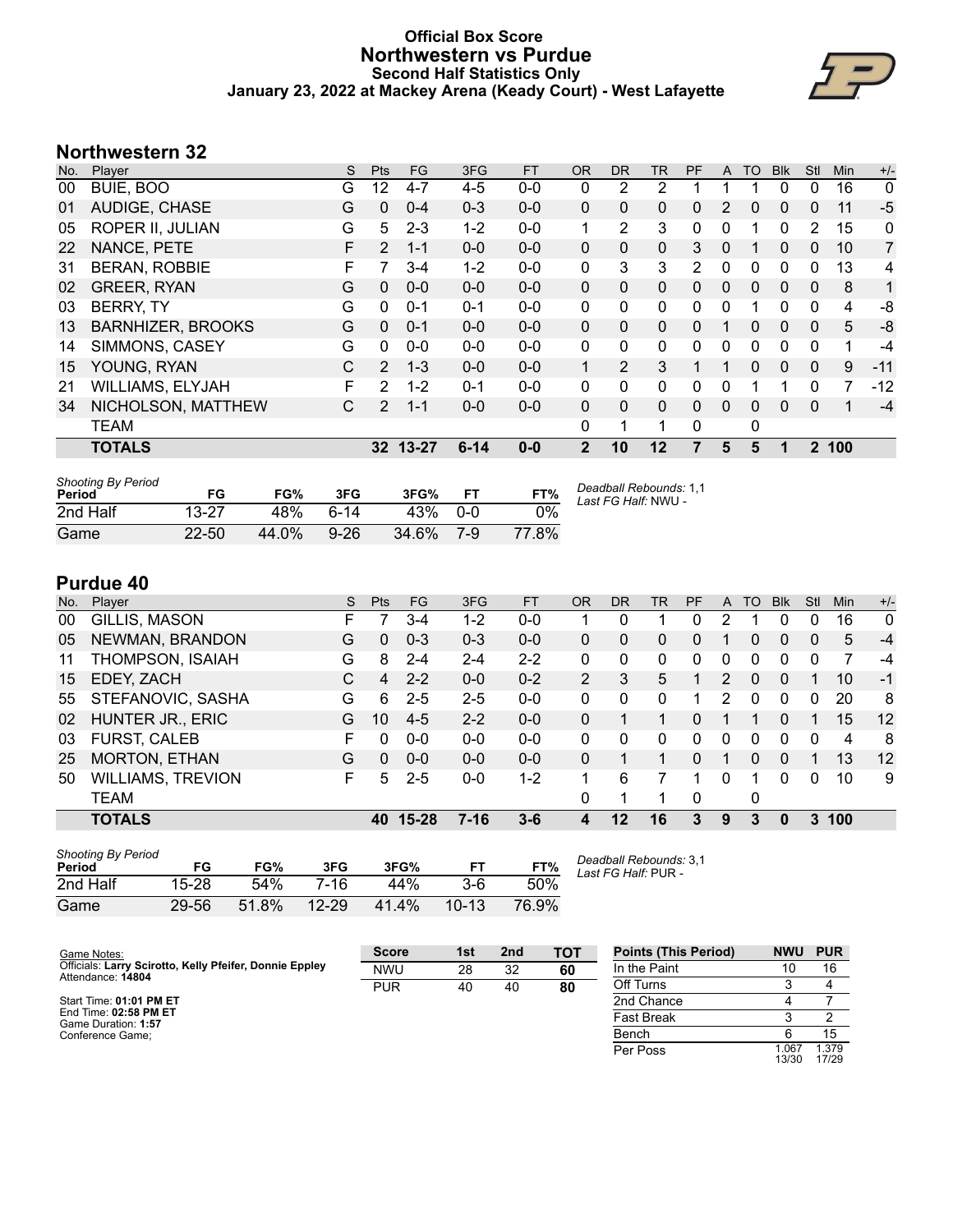# Official Box Score
## Northwestern vs Purdue
### Second Half Statistics Only
### January 23, 2022 at Mackey Arena (Keady Court) - West Lafayette

## Northwestern 32

| No. | Player | S | Pts | FG | 3FG | FT | OR | DR | TR | PF | A | TO | Blk | Stl | Min | +/- |
|---|---|---|---|---|---|---|---|---|---|---|---|---|---|---|---|---|
| 00 | BUIE, BOO | G | 12 | 4-7 | 4-5 | 0-0 | 0 | 2 | 2 | 1 | 1 | 1 | 0 | 0 | 16 | 0 |
| 01 | AUDIGE, CHASE | G | 0 | 0-4 | 0-3 | 0-0 | 0 | 0 | 0 | 0 | 2 | 0 | 0 | 0 | 11 | -5 |
| 05 | ROPER II, JULIAN | G | 5 | 2-3 | 1-2 | 0-0 | 1 | 2 | 3 | 0 | 0 | 1 | 0 | 2 | 15 | 0 |
| 22 | NANCE, PETE | F | 2 | 1-1 | 0-0 | 0-0 | 0 | 0 | 0 | 3 | 0 | 1 | 0 | 0 | 10 | 7 |
| 31 | BERAN, ROBBIE | F | 7 | 3-4 | 1-2 | 0-0 | 0 | 3 | 3 | 2 | 0 | 0 | 0 | 0 | 13 | 4 |
| 02 | GREER, RYAN | G | 0 | 0-0 | 0-0 | 0-0 | 0 | 0 | 0 | 0 | 0 | 0 | 0 | 0 | 8 | 1 |
| 03 | BERRY, TY | G | 0 | 0-1 | 0-1 | 0-0 | 0 | 0 | 0 | 0 | 0 | 1 | 0 | 0 | 4 | -8 |
| 13 | BARNHIZER, BROOKS | G | 0 | 0-1 | 0-1 | 0-0 | 0 | 0 | 0 | 0 | 1 | 0 | 0 | 0 | 5 | -8 |
| 14 | SIMMONS, CASEY | G | 0 | 0-0 | 0-0 | 0-0 | 0 | 0 | 0 | 0 | 0 | 0 | 0 | 0 | 1 | -4 |
| 15 | YOUNG, RYAN | C | 2 | 1-3 | 0-0 | 0-0 | 1 | 2 | 3 | 1 | 1 | 0 | 0 | 0 | 9 | -11 |
| 21 | WILLIAMS, ELYJAH | F | 2 | 1-2 | 0-1 | 0-0 | 0 | 0 | 0 | 0 | 0 | 1 | 1 | 0 | 7 | -12 |
| 34 | NICHOLSON, MATTHEW | C | 2 | 1-1 | 0-0 | 0-0 | 0 | 0 | 0 | 0 | 0 | 0 | 0 | 0 | 1 | -4 |
| | TEAM | | | | | | 0 | 1 | 1 | 0 | | 0 | | | | |
| | **TOTALS** | | **32** | **13-27** | **6-14** | **0-0** | **2** | **10** | **12** | **7** | **5** | **5** | **1** | **2** | **100** | |

| Shooting By Period Period | FG | FG% | 3FG | 3FG% | FT | FT% |
|---|---|---|---|---|---|---|
| 2nd Half | 13-27 | 48% | 6-14 | 43% | 0-0 | 0% |
| Game | 22-50 | 44.0% | 9-26 | 34.6% | 7-9 | 77.8% |

*Deadball Rebounds:* 1,1
*Last FG Half:* NWU -

## Purdue 40

| No. | Player | S | Pts | FG | 3FG | FT | OR | DR | TR | PF | A | TO | Blk | Stl | Min | +/- |
|---|---|---|---|---|---|---|---|---|---|---|---|---|---|---|---|---|
| 00 | GILLIS, MASON | F | 7 | 3-4 | 1-2 | 0-0 | 1 | 0 | 1 | 0 | 2 | 1 | 0 | 0 | 16 | 0 |
| 05 | NEWMAN, BRANDON | G | 0 | 0-3 | 0-3 | 0-0 | 0 | 0 | 0 | 0 | 1 | 0 | 0 | 0 | 5 | -4 |
| 11 | THOMPSON, ISAIAH | G | 8 | 2-4 | 2-4 | 2-2 | 0 | 0 | 0 | 0 | 0 | 0 | 0 | 0 | 7 | -4 |
| 15 | EDEY, ZACH | C | 4 | 2-2 | 0-0 | 0-2 | 2 | 3 | 5 | 1 | 2 | 0 | 0 | 1 | 10 | -1 |
| 55 | STEFANOVIC, SASHA | G | 6 | 2-5 | 2-5 | 0-0 | 0 | 0 | 0 | 1 | 2 | 0 | 0 | 0 | 20 | 8 |
| 02 | HUNTER JR., ERIC | G | 10 | 4-5 | 2-2 | 0-0 | 0 | 1 | 1 | 0 | 1 | 1 | 0 | 1 | 15 | 12 |
| 03 | FURST, CALEB | F | 0 | 0-0 | 0-0 | 0-0 | 0 | 0 | 0 | 0 | 0 | 0 | 0 | 0 | 4 | 8 |
| 25 | MORTON, ETHAN | G | 0 | 0-0 | 0-0 | 0-0 | 0 | 1 | 1 | 0 | 1 | 0 | 0 | 1 | 13 | 12 |
| 50 | WILLIAMS, TREVION | F | 5 | 2-5 | 0-0 | 1-2 | 1 | 6 | 7 | 1 | 0 | 1 | 0 | 0 | 10 | 9 |
| | TEAM | | | | | | 0 | 1 | 1 | 0 | | 0 | | | | |
| | **TOTALS** | | **40** | **15-28** | **7-16** | **3-6** | **4** | **12** | **16** | **3** | **9** | **3** | **0** | **3** | **100** | |

| Shooting By Period Period | FG | FG% | 3FG | 3FG% | FT | FT% |
|---|---|---|---|---|---|---|
| 2nd Half | 15-28 | 54% | 7-16 | 44% | 3-6 | 50% |
| Game | 29-56 | 51.8% | 12-29 | 41.4% | 10-13 | 76.9% |

*Deadball Rebounds:* 3,1
*Last FG Half:* PUR -

Game Notes:
Officials: **Larry Scirotto, Kelly Pfeifer, Donnie Eppley**
Attendance: **14804**

Start Time: **01:01 PM ET**
End Time: **02:58 PM ET**
Game Duration: **1:57**
Conference Game;

| Score | 1st | 2nd | TOT |
|---|---|---|---|
| NWU | 28 | 32 | **60** |
| PUR | 40 | 40 | **80** |

| Points (This Period) | NWU | PUR |
|---|---|---|
| In the Paint | 10 | 16 |
| Off Turns | 3 | 4 |
| 2nd Chance | 4 | 7 |
| Fast Break | 3 | 2 |
| Bench | 6 | 15 |
| Per Poss | 1.067 13/30 | 1.379 17/29 |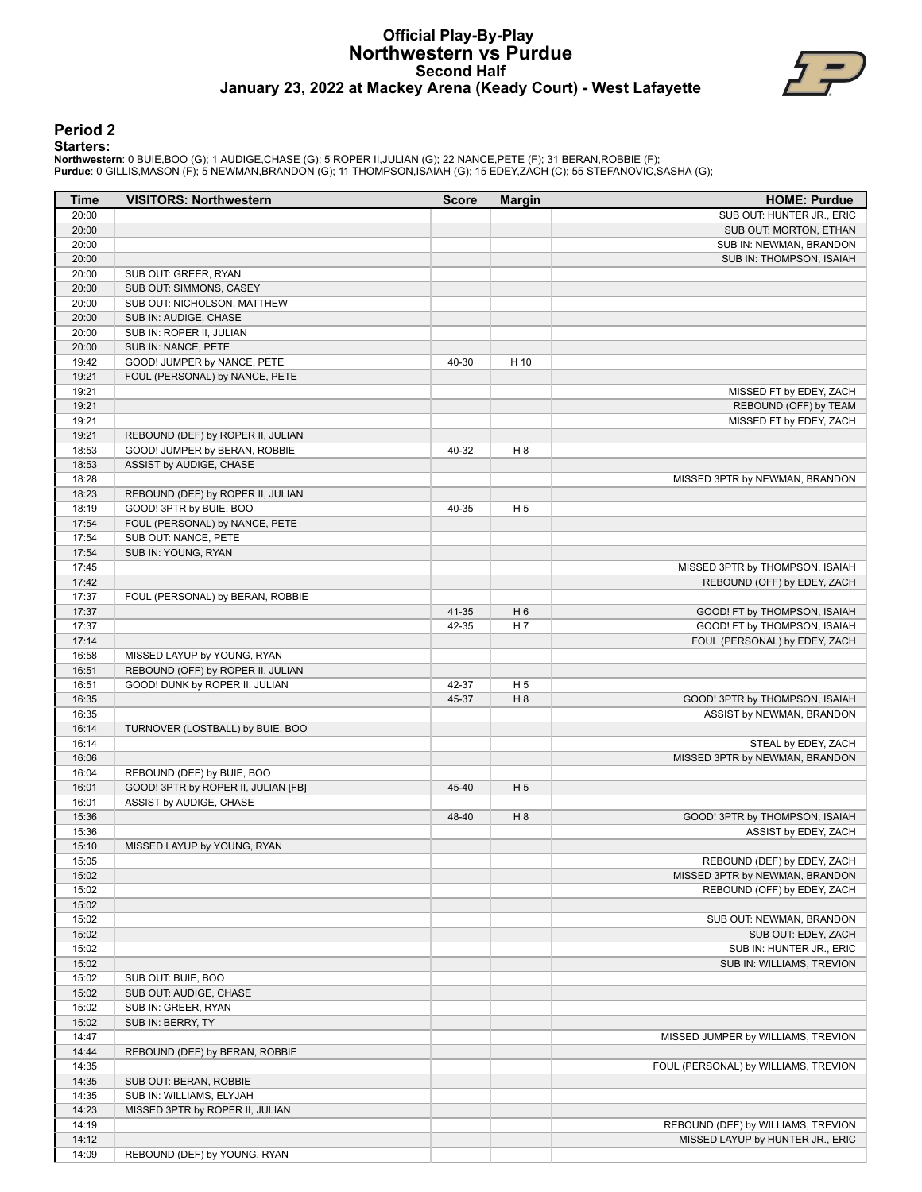# Official Play-By-Play
## Northwestern vs Purdue
### Second Half
### January 23, 2022 at Mackey Arena (Keady Court) - West Lafayette

## Period 2

**Starters:**

**Northwestern**: 0 BUIE,BOO (G); 1 AUDIGE,CHASE (G); 5 ROPER II,JULIAN (G); 22 NANCE,PETE (F); 31 BERAN,ROBBIE (F);
**Purdue**: 0 GILLIS,MASON (F); 5 NEWMAN,BRANDON (G); 11 THOMPSON,ISAIAH (G); 15 EDEY,ZACH (C); 55 STEFANOVIC,SASHA (G);

| Time | VISITORS: Northwestern | Score | Margin | HOME: Purdue |
|---|---|---|---|---|
| 20:00 | | | | SUB OUT: HUNTER JR., ERIC |
| 20:00 | | | | SUB OUT: MORTON, ETHAN |
| 20:00 | | | | SUB IN: NEWMAN, BRANDON |
| 20:00 | | | | SUB IN: THOMPSON, ISAIAH |
| 20:00 | SUB OUT: GREER, RYAN | | | |
| 20:00 | SUB OUT: SIMMONS, CASEY | | | |
| 20:00 | SUB OUT: NICHOLSON, MATTHEW | | | |
| 20:00 | SUB IN: AUDIGE, CHASE | | | |
| 20:00 | SUB IN: ROPER II, JULIAN | | | |
| 20:00 | SUB IN: NANCE, PETE | | | |
| 19:42 | GOOD! JUMPER by NANCE, PETE | 40-30 | H 10 | |
| 19:21 | FOUL (PERSONAL) by NANCE, PETE | | | |
| 19:21 | | | | MISSED FT by EDEY, ZACH |
| 19:21 | | | | REBOUND (OFF) by TEAM |
| 19:21 | | | | MISSED FT by EDEY, ZACH |
| 19:21 | REBOUND (DEF) by ROPER II, JULIAN | | | |
| 18:53 | GOOD! JUMPER by BERAN, ROBBIE | 40-32 | H 8 | |
| 18:53 | ASSIST by AUDIGE, CHASE | | | |
| 18:28 | | | | MISSED 3PTR by NEWMAN, BRANDON |
| 18:23 | REBOUND (DEF) by ROPER II, JULIAN | | | |
| 18:19 | GOOD! 3PTR by BUIE, BOO | 40-35 | H 5 | |
| 17:54 | FOUL (PERSONAL) by NANCE, PETE | | | |
| 17:54 | SUB OUT: NANCE, PETE | | | |
| 17:54 | SUB IN: YOUNG, RYAN | | | |
| 17:45 | | | | MISSED 3PTR by THOMPSON, ISAIAH |
| 17:42 | | | | REBOUND (OFF) by EDEY, ZACH |
| 17:37 | FOUL (PERSONAL) by BERAN, ROBBIE | | | |
| 17:37 | | 41-35 | H 6 | GOOD! FT by THOMPSON, ISAIAH |
| 17:37 | | 42-35 | H 7 | GOOD! FT by THOMPSON, ISAIAH |
| 17:14 | | | | FOUL (PERSONAL) by EDEY, ZACH |
| 16:58 | MISSED LAYUP by YOUNG, RYAN | | | |
| 16:51 | REBOUND (OFF) by ROPER II, JULIAN | | | |
| 16:51 | GOOD! DUNK by ROPER II, JULIAN | 42-37 | H 5 | |
| 16:35 | | 45-37 | H 8 | GOOD! 3PTR by THOMPSON, ISAIAH |
| 16:35 | | | | ASSIST by NEWMAN, BRANDON |
| 16:14 | TURNOVER (LOSTBALL) by BUIE, BOO | | | |
| 16:14 | | | | STEAL by EDEY, ZACH |
| 16:06 | | | | MISSED 3PTR by NEWMAN, BRANDON |
| 16:04 | REBOUND (DEF) by BUIE, BOO | | | |
| 16:01 | GOOD! 3PTR by ROPER II, JULIAN [FB] | 45-40 | H 5 | |
| 16:01 | ASSIST by AUDIGE, CHASE | | | |
| 15:36 | | 48-40 | H 8 | GOOD! 3PTR by THOMPSON, ISAIAH |
| 15:36 | | | | ASSIST by EDEY, ZACH |
| 15:10 | MISSED LAYUP by YOUNG, RYAN | | | |
| 15:05 | | | | REBOUND (DEF) by EDEY, ZACH |
| 15:02 | | | | MISSED 3PTR by NEWMAN, BRANDON |
| 15:02 | | | | REBOUND (OFF) by EDEY, ZACH |
| 15:02 | | | | |
| 15:02 | | | | SUB OUT: NEWMAN, BRANDON |
| 15:02 | | | | SUB OUT: EDEY, ZACH |
| 15:02 | | | | SUB IN: HUNTER JR., ERIC |
| 15:02 | | | | SUB IN: WILLIAMS, TREVION |
| 15:02 | SUB OUT: BUIE, BOO | | | |
| 15:02 | SUB OUT: AUDIGE, CHASE | | | |
| 15:02 | SUB IN: GREER, RYAN | | | |
| 15:02 | SUB IN: BERRY, TY | | | |
| 14:47 | | | | MISSED JUMPER by WILLIAMS, TREVION |
| 14:44 | REBOUND (DEF) by BERAN, ROBBIE | | | |
| 14:35 | | | | FOUL (PERSONAL) by WILLIAMS, TREVION |
| 14:35 | SUB OUT: BERAN, ROBBIE | | | |
| 14:35 | SUB IN: WILLIAMS, ELYJAH | | | |
| 14:23 | MISSED 3PTR by ROPER II, JULIAN | | | |
| 14:19 | | | | REBOUND (DEF) by WILLIAMS, TREVION |
| 14:12 | | | | MISSED LAYUP by HUNTER JR., ERIC |
| 14:09 | REBOUND (DEF) by YOUNG, RYAN | | | |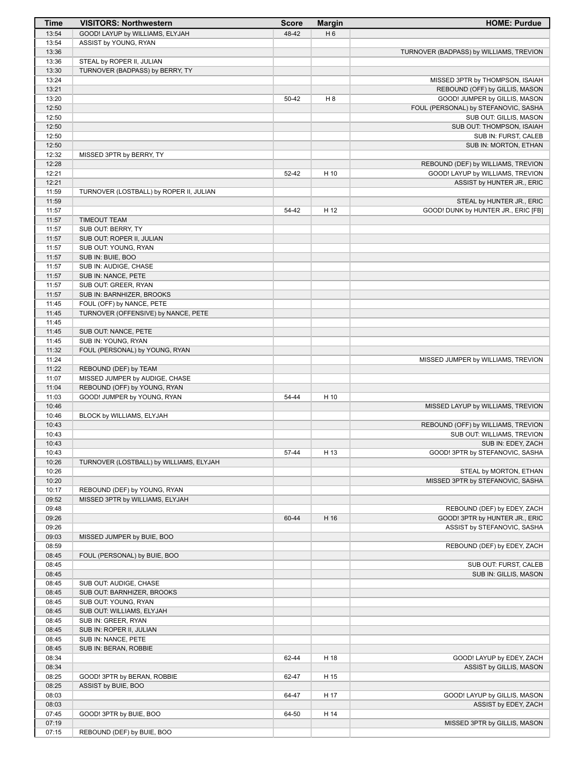| Time | VISITORS: Northwestern | Score | Margin | HOME: Purdue |
|---|---|---|---|---|
| 13:54 | GOOD! LAYUP by WILLIAMS, ELYJAH | 48-42 | H 6 | |
| 13:54 | ASSIST by YOUNG, RYAN | | | |
| 13:36 | | | | TURNOVER (BADPASS) by WILLIAMS, TREVION |
| 13:36 | STEAL by ROPER II, JULIAN | | | |
| 13:30 | TURNOVER (BADPASS) by BERRY, TY | | | |
| 13:24 | | | | MISSED 3PTR by THOMPSON, ISAIAH |
| 13:21 | | | | REBOUND (OFF) by GILLIS, MASON |
| 13:20 | | 50-42 | H 8 | GOOD! JUMPER by GILLIS, MASON |
| 12:50 | | | | FOUL (PERSONAL) by STEFANOVIC, SASHA |
| 12:50 | | | | SUB OUT: GILLIS, MASON |
| 12:50 | | | | SUB OUT: THOMPSON, ISAIAH |
| 12:50 | | | | SUB IN: FURST, CALEB |
| 12:50 | | | | SUB IN: MORTON, ETHAN |
| 12:32 | MISSED 3PTR by BERRY, TY | | | |
| 12:28 | | | | REBOUND (DEF) by WILLIAMS, TREVION |
| 12:21 | | 52-42 | H 10 | GOOD! LAYUP by WILLIAMS, TREVION |
| 12:21 | | | | ASSIST by HUNTER JR., ERIC |
| 11:59 | TURNOVER (LOSTBALL) by ROPER II, JULIAN | | | |
| 11:59 | | | | STEAL by HUNTER JR., ERIC |
| 11:57 | | 54-42 | H 12 | GOOD! DUNK by HUNTER JR., ERIC [FB] |
| 11:57 | TIMEOUT TEAM | | | |
| 11:57 | SUB OUT: BERRY, TY | | | |
| 11:57 | SUB OUT: ROPER II, JULIAN | | | |
| 11:57 | SUB OUT: YOUNG, RYAN | | | |
| 11:57 | SUB IN: BUIE, BOO | | | |
| 11:57 | SUB IN: AUDIGE, CHASE | | | |
| 11:57 | SUB IN: NANCE, PETE | | | |
| 11:57 | SUB OUT: GREER, RYAN | | | |
| 11:57 | SUB IN: BARNHIZER, BROOKS | | | |
| 11:45 | FOUL (OFF) by NANCE, PETE | | | |
| 11:45 | TURNOVER (OFFENSIVE) by NANCE, PETE | | | |
| 11:45 | | | | |
| 11:45 | SUB OUT: NANCE, PETE | | | |
| 11:45 | SUB IN: YOUNG, RYAN | | | |
| 11:32 | FOUL (PERSONAL) by YOUNG, RYAN | | | |
| 11:24 | | | | MISSED JUMPER by WILLIAMS, TREVION |
| 11:22 | REBOUND (DEF) by TEAM | | | |
| 11:07 | MISSED JUMPER by AUDIGE, CHASE | | | |
| 11:04 | REBOUND (OFF) by YOUNG, RYAN | | | |
| 11:03 | GOOD! JUMPER by YOUNG, RYAN | 54-44 | H 10 | |
| 10:46 | | | | MISSED LAYUP by WILLIAMS, TREVION |
| 10:46 | BLOCK by WILLIAMS, ELYJAH | | | |
| 10:43 | | | | REBOUND (OFF) by WILLIAMS, TREVION |
| 10:43 | | | | SUB OUT: WILLIAMS, TREVION |
| 10:43 | | | | SUB IN: EDEY, ZACH |
| 10:43 | | 57-44 | H 13 | GOOD! 3PTR by STEFANOVIC, SASHA |
| 10:26 | TURNOVER (LOSTBALL) by WILLIAMS, ELYJAH | | | |
| 10:26 | | | | STEAL by MORTON, ETHAN |
| 10:20 | | | | MISSED 3PTR by STEFANOVIC, SASHA |
| 10:17 | REBOUND (DEF) by YOUNG, RYAN | | | |
| 09:52 | MISSED 3PTR by WILLIAMS, ELYJAH | | | |
| 09:48 | | | | REBOUND (DEF) by EDEY, ZACH |
| 09:26 | | 60-44 | H 16 | GOOD! 3PTR by HUNTER JR., ERIC |
| 09:26 | | | | ASSIST by STEFANOVIC, SASHA |
| 09:03 | MISSED JUMPER by BUIE, BOO | | | |
| 08:59 | | | | REBOUND (DEF) by EDEY, ZACH |
| 08:45 | FOUL (PERSONAL) by BUIE, BOO | | | |
| 08:45 | | | | SUB OUT: FURST, CALEB |
| 08:45 | | | | SUB IN: GILLIS, MASON |
| 08:45 | SUB OUT: AUDIGE, CHASE | | | |
| 08:45 | SUB OUT: BARNHIZER, BROOKS | | | |
| 08:45 | SUB OUT: YOUNG, RYAN | | | |
| 08:45 | SUB OUT: WILLIAMS, ELYJAH | | | |
| 08:45 | SUB IN: GREER, RYAN | | | |
| 08:45 | SUB IN: ROPER II, JULIAN | | | |
| 08:45 | SUB IN: NANCE, PETE | | | |
| 08:45 | SUB IN: BERAN, ROBBIE | | | |
| 08:34 | | 62-44 | H 18 | GOOD! LAYUP by EDEY, ZACH |
| 08:34 | | | | ASSIST by GILLIS, MASON |
| 08:25 | GOOD! 3PTR by BERAN, ROBBIE | 62-47 | H 15 | |
| 08:25 | ASSIST by BUIE, BOO | | | |
| 08:03 | | 64-47 | H 17 | GOOD! LAYUP by GILLIS, MASON |
| 08:03 | | | | ASSIST by EDEY, ZACH |
| 07:45 | GOOD! 3PTR by BUIE, BOO | 64-50 | H 14 | |
| 07:19 | | | | MISSED 3PTR by GILLIS, MASON |
| 07:15 | REBOUND (DEF) by BUIE, BOO | | | |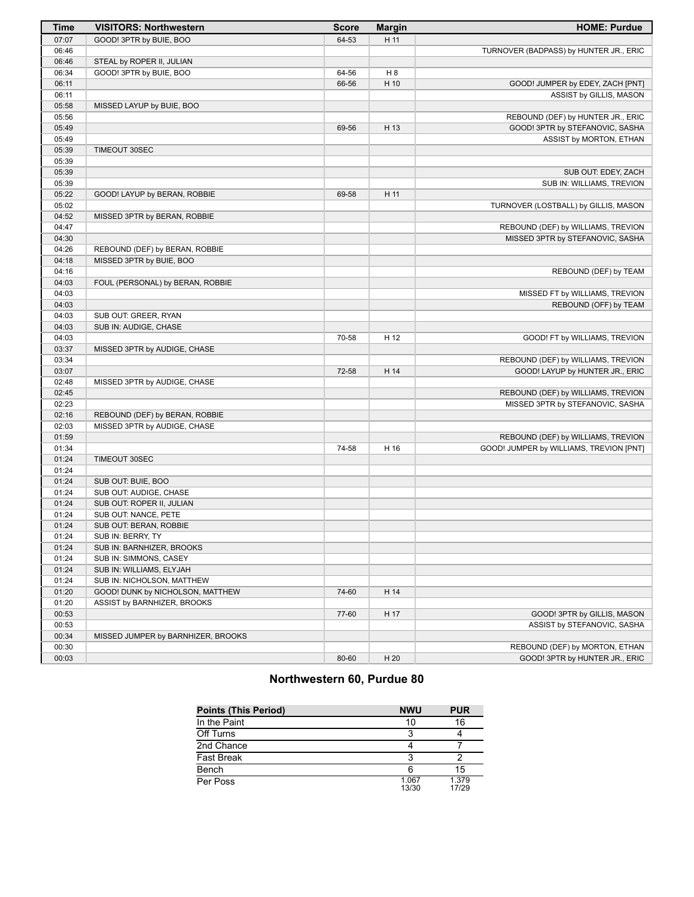| Time | VISITORS: Northwestern | Score | Margin | HOME: Purdue |
|---|---|---|---|---|
| 07:07 | GOOD! 3PTR by BUIE, BOO | 64-53 | H 11 | |
| 06:46 | | | | TURNOVER (BADPASS) by HUNTER JR., ERIC |
| 06:46 | STEAL by ROPER II, JULIAN | | | |
| 06:34 | GOOD! 3PTR by BUIE, BOO | 64-56 | H 8 | |
| 06:11 | | 66-56 | H 10 | GOOD! JUMPER by EDEY, ZACH [PNT] |
| 06:11 | | | | ASSIST by GILLIS, MASON |
| 05:58 | MISSED LAYUP by BUIE, BOO | | | |
| 05:56 | | | | REBOUND (DEF) by HUNTER JR., ERIC |
| 05:49 | | 69-56 | H 13 | GOOD! 3PTR by STEFANOVIC, SASHA |
| 05:49 | | | | ASSIST by MORTON, ETHAN |
| 05:39 | TIMEOUT 30SEC | | | |
| 05:39 | | | | |
| 05:39 | | | | SUB OUT: EDEY, ZACH |
| 05:39 | | | | SUB IN: WILLIAMS, TREVION |
| 05:22 | GOOD! LAYUP by BERAN, ROBBIE | 69-58 | H 11 | |
| 05:02 | | | | TURNOVER (LOSTBALL) by GILLIS, MASON |
| 04:52 | MISSED 3PTR by BERAN, ROBBIE | | | |
| 04:47 | | | | REBOUND (DEF) by WILLIAMS, TREVION |
| 04:30 | | | | MISSED 3PTR by STEFANOVIC, SASHA |
| 04:26 | REBOUND (DEF) by BERAN, ROBBIE | | | |
| 04:18 | MISSED 3PTR by BUIE, BOO | | | |
| 04:16 | | | | REBOUND (DEF) by TEAM |
| 04:03 | FOUL (PERSONAL) by BERAN, ROBBIE | | | |
| 04:03 | | | | MISSED FT by WILLIAMS, TREVION |
| 04:03 | | | | REBOUND (OFF) by TEAM |
| 04:03 | SUB OUT: GREER, RYAN | | | |
| 04:03 | SUB IN: AUDIGE, CHASE | | | |
| 04:03 | | 70-58 | H 12 | GOOD! FT by WILLIAMS, TREVION |
| 03:37 | MISSED 3PTR by AUDIGE, CHASE | | | |
| 03:34 | | | | REBOUND (DEF) by WILLIAMS, TREVION |
| 03:07 | | 72-58 | H 14 | GOOD! LAYUP by HUNTER JR., ERIC |
| 02:48 | MISSED 3PTR by AUDIGE, CHASE | | | |
| 02:45 | | | | REBOUND (DEF) by WILLIAMS, TREVION |
| 02:23 | | | | MISSED 3PTR by STEFANOVIC, SASHA |
| 02:16 | REBOUND (DEF) by BERAN, ROBBIE | | | |
| 02:03 | MISSED 3PTR by AUDIGE, CHASE | | | |
| 01:59 | | | | REBOUND (DEF) by WILLIAMS, TREVION |
| 01:34 | | 74-58 | H 16 | GOOD! JUMPER by WILLIAMS, TREVION [PNT] |
| 01:24 | TIMEOUT 30SEC | | | |
| 01:24 | | | | |
| 01:24 | SUB OUT: BUIE, BOO | | | |
| 01:24 | SUB OUT: AUDIGE, CHASE | | | |
| 01:24 | SUB OUT: ROPER II, JULIAN | | | |
| 01:24 | SUB OUT: NANCE, PETE | | | |
| 01:24 | SUB OUT: BERAN, ROBBIE | | | |
| 01:24 | SUB IN: BERRY, TY | | | |
| 01:24 | SUB IN: BARNHIZER, BROOKS | | | |
| 01:24 | SUB IN: SIMMONS, CASEY | | | |
| 01:24 | SUB IN: WILLIAMS, ELYJAH | | | |
| 01:24 | SUB IN: NICHOLSON, MATTHEW | | | |
| 01:20 | GOOD! DUNK by NICHOLSON, MATTHEW | 74-60 | H 14 | |
| 01:20 | ASSIST by BARNHIZER, BROOKS | | | |
| 00:53 | | 77-60 | H 17 | GOOD! 3PTR by GILLIS, MASON |
| 00:53 | | | | ASSIST by STEFANOVIC, SASHA |
| 00:34 | MISSED JUMPER by BARNHIZER, BROOKS | | | |
| 00:30 | | | | REBOUND (DEF) by MORTON, ETHAN |
| 00:03 | | 80-60 | H 20 | GOOD! 3PTR by HUNTER JR., ERIC |

## Northwestern 60, Purdue 80

| Points (This Period) | NWU | PUR |
|---|---|---|
| In the Paint | 10 | 16 |
| Off Turns | 3 | 4 |
| 2nd Chance | 4 | 7 |
| Fast Break | 3 | 2 |
| Bench | 6 | 15 |
| Per Poss | 1.067 13/30 | 1.379 17/29 |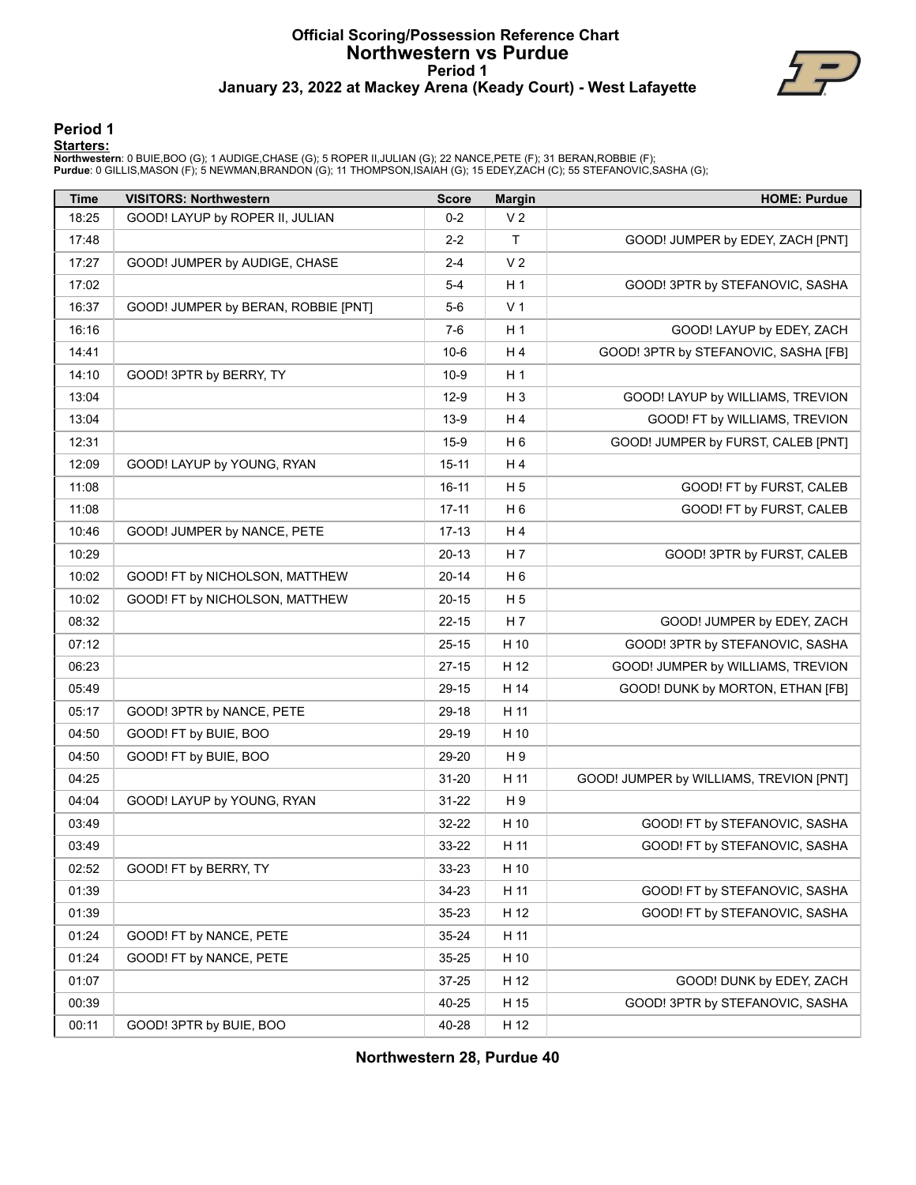# Official Scoring/Possession Reference Chart
## Northwestern vs Purdue
### Period 1
### January 23, 2022 at Mackey Arena (Keady Court) - West Lafayette

## Period 1

**Starters:**

**Northwestern**: 0 BUIE,BOO (G); 1 AUDIGE,CHASE (G); 5 ROPER II,JULIAN (G); 22 NANCE,PETE (F); 31 BERAN,ROBBIE (F);
**Purdue**: 0 GILLIS,MASON (F); 5 NEWMAN,BRANDON (G); 11 THOMPSON,ISAIAH (G); 15 EDEY,ZACH (C); 55 STEFANOVIC,SASHA (G);

| Time | VISITORS: Northwestern | Score | Margin | HOME: Purdue |
|---|---|---|---|---|
| 18:25 | GOOD! LAYUP by ROPER II, JULIAN | 0-2 | V 2 | |
| 17:48 | | 2-2 | T | GOOD! JUMPER by EDEY, ZACH [PNT] |
| 17:27 | GOOD! JUMPER by AUDIGE, CHASE | 2-4 | V 2 | |
| 17:02 | | 5-4 | H 1 | GOOD! 3PTR by STEFANOVIC, SASHA |
| 16:37 | GOOD! JUMPER by BERAN, ROBBIE [PNT] | 5-6 | V 1 | |
| 16:16 | | 7-6 | H 1 | GOOD! LAYUP by EDEY, ZACH |
| 14:41 | | 10-6 | H 4 | GOOD! 3PTR by STEFANOVIC, SASHA [FB] |
| 14:10 | GOOD! 3PTR by BERRY, TY | 10-9 | H 1 | |
| 13:04 | | 12-9 | H 3 | GOOD! LAYUP by WILLIAMS, TREVION |
| 13:04 | | 13-9 | H 4 | GOOD! FT by WILLIAMS, TREVION |
| 12:31 | | 15-9 | H 6 | GOOD! JUMPER by FURST, CALEB [PNT] |
| 12:09 | GOOD! LAYUP by YOUNG, RYAN | 15-11 | H 4 | |
| 11:08 | | 16-11 | H 5 | GOOD! FT by FURST, CALEB |
| 11:08 | | 17-11 | H 6 | GOOD! FT by FURST, CALEB |
| 10:46 | GOOD! JUMPER by NANCE, PETE | 17-13 | H 4 | |
| 10:29 | | 20-13 | H 7 | GOOD! 3PTR by FURST, CALEB |
| 10:02 | GOOD! FT by NICHOLSON, MATTHEW | 20-14 | H 6 | |
| 10:02 | GOOD! FT by NICHOLSON, MATTHEW | 20-15 | H 5 | |
| 08:32 | | 22-15 | H 7 | GOOD! JUMPER by EDEY, ZACH |
| 07:12 | | 25-15 | H 10 | GOOD! 3PTR by STEFANOVIC, SASHA |
| 06:23 | | 27-15 | H 12 | GOOD! JUMPER by WILLIAMS, TREVION |
| 05:49 | | 29-15 | H 14 | GOOD! DUNK by MORTON, ETHAN [FB] |
| 05:17 | GOOD! 3PTR by NANCE, PETE | 29-18 | H 11 | |
| 04:50 | GOOD! FT by BUIE, BOO | 29-19 | H 10 | |
| 04:50 | GOOD! FT by BUIE, BOO | 29-20 | H 9 | |
| 04:25 | | 31-20 | H 11 | GOOD! JUMPER by WILLIAMS, TREVION [PNT] |
| 04:04 | GOOD! LAYUP by YOUNG, RYAN | 31-22 | H 9 | |
| 03:49 | | 32-22 | H 10 | GOOD! FT by STEFANOVIC, SASHA |
| 03:49 | | 33-22 | H 11 | GOOD! FT by STEFANOVIC, SASHA |
| 02:52 | GOOD! FT by BERRY, TY | 33-23 | H 10 | |
| 01:39 | | 34-23 | H 11 | GOOD! FT by STEFANOVIC, SASHA |
| 01:39 | | 35-23 | H 12 | GOOD! FT by STEFANOVIC, SASHA |
| 01:24 | GOOD! FT by NANCE, PETE | 35-24 | H 11 | |
| 01:24 | GOOD! FT by NANCE, PETE | 35-25 | H 10 | |
| 01:07 | | 37-25 | H 12 | GOOD! DUNK by EDEY, ZACH |
| 00:39 | | 40-25 | H 15 | GOOD! 3PTR by STEFANOVIC, SASHA |
| 00:11 | GOOD! 3PTR by BUIE, BOO | 40-28 | H 12 | |

**Northwestern 28, Purdue 40**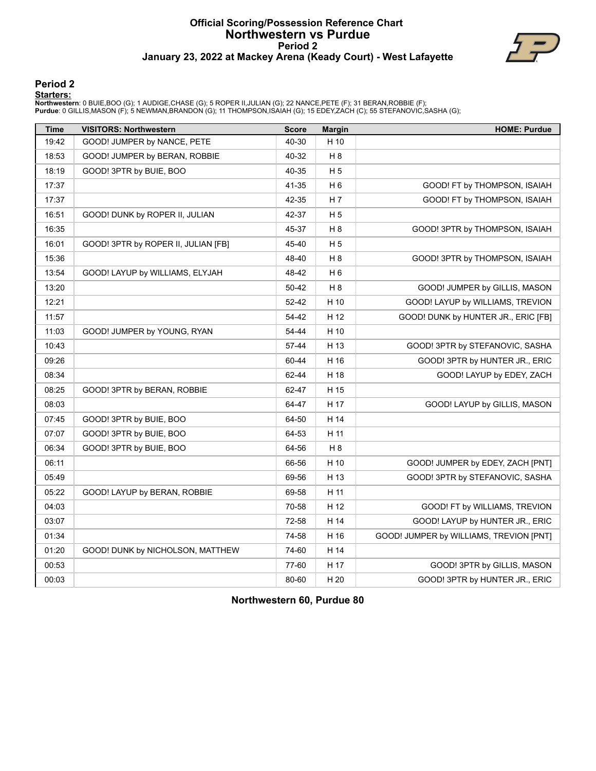# Official Scoring/Possession Reference Chart
# Northwestern vs Purdue
## Period 2
### January 23, 2022 at Mackey Arena (Keady Court) - West Lafayette

## Period 2

**Starters:**

**Northwestern**: 0 BUIE,BOO (G); 1 AUDIGE,CHASE (G); 5 ROPER II,JULIAN (G); 22 NANCE,PETE (F); 31 BERAN,ROBBIE (F);
**Purdue**: 0 GILLIS,MASON (F); 5 NEWMAN,BRANDON (G); 11 THOMPSON,ISAIAH (G); 15 EDEY,ZACH (C); 55 STEFANOVIC,SASHA (G);

| Time | VISITORS: Northwestern | Score | Margin | HOME: Purdue |
|---|---|---|---|---|
| 19:42 | GOOD! JUMPER by NANCE, PETE | 40-30 | H 10 | |
| 18:53 | GOOD! JUMPER by BERAN, ROBBIE | 40-32 | H 8 | |
| 18:19 | GOOD! 3PTR by BUIE, BOO | 40-35 | H 5 | |
| 17:37 | | 41-35 | H 6 | GOOD! FT by THOMPSON, ISAIAH |
| 17:37 | | 42-35 | H 7 | GOOD! FT by THOMPSON, ISAIAH |
| 16:51 | GOOD! DUNK by ROPER II, JULIAN | 42-37 | H 5 | |
| 16:35 | | 45-37 | H 8 | GOOD! 3PTR by THOMPSON, ISAIAH |
| 16:01 | GOOD! 3PTR by ROPER II, JULIAN [FB] | 45-40 | H 5 | |
| 15:36 | | 48-40 | H 8 | GOOD! 3PTR by THOMPSON, ISAIAH |
| 13:54 | GOOD! LAYUP by WILLIAMS, ELYJAH | 48-42 | H 6 | |
| 13:20 | | 50-42 | H 8 | GOOD! JUMPER by GILLIS, MASON |
| 12:21 | | 52-42 | H 10 | GOOD! LAYUP by WILLIAMS, TREVION |
| 11:57 | | 54-42 | H 12 | GOOD! DUNK by HUNTER JR., ERIC [FB] |
| 11:03 | GOOD! JUMPER by YOUNG, RYAN | 54-44 | H 10 | |
| 10:43 | | 57-44 | H 13 | GOOD! 3PTR by STEFANOVIC, SASHA |
| 09:26 | | 60-44 | H 16 | GOOD! 3PTR by HUNTER JR., ERIC |
| 08:34 | | 62-44 | H 18 | GOOD! LAYUP by EDEY, ZACH |
| 08:25 | GOOD! 3PTR by BERAN, ROBBIE | 62-47 | H 15 | |
| 08:03 | | 64-47 | H 17 | GOOD! LAYUP by GILLIS, MASON |
| 07:45 | GOOD! 3PTR by BUIE, BOO | 64-50 | H 14 | |
| 07:07 | GOOD! 3PTR by BUIE, BOO | 64-53 | H 11 | |
| 06:34 | GOOD! 3PTR by BUIE, BOO | 64-56 | H 8 | |
| 06:11 | | 66-56 | H 10 | GOOD! JUMPER by EDEY, ZACH [PNT] |
| 05:49 | | 69-56 | H 13 | GOOD! 3PTR by STEFANOVIC, SASHA |
| 05:22 | GOOD! LAYUP by BERAN, ROBBIE | 69-58 | H 11 | |
| 04:03 | | 70-58 | H 12 | GOOD! FT by WILLIAMS, TREVION |
| 03:07 | | 72-58 | H 14 | GOOD! LAYUP by HUNTER JR., ERIC |
| 01:34 | | 74-58 | H 16 | GOOD! JUMPER by WILLIAMS, TREVION [PNT] |
| 01:20 | GOOD! DUNK by NICHOLSON, MATTHEW | 74-60 | H 14 | |
| 00:53 | | 77-60 | H 17 | GOOD! 3PTR by GILLIS, MASON |
| 00:03 | | 80-60 | H 20 | GOOD! 3PTR by HUNTER JR., ERIC |

**Northwestern 60, Purdue 80**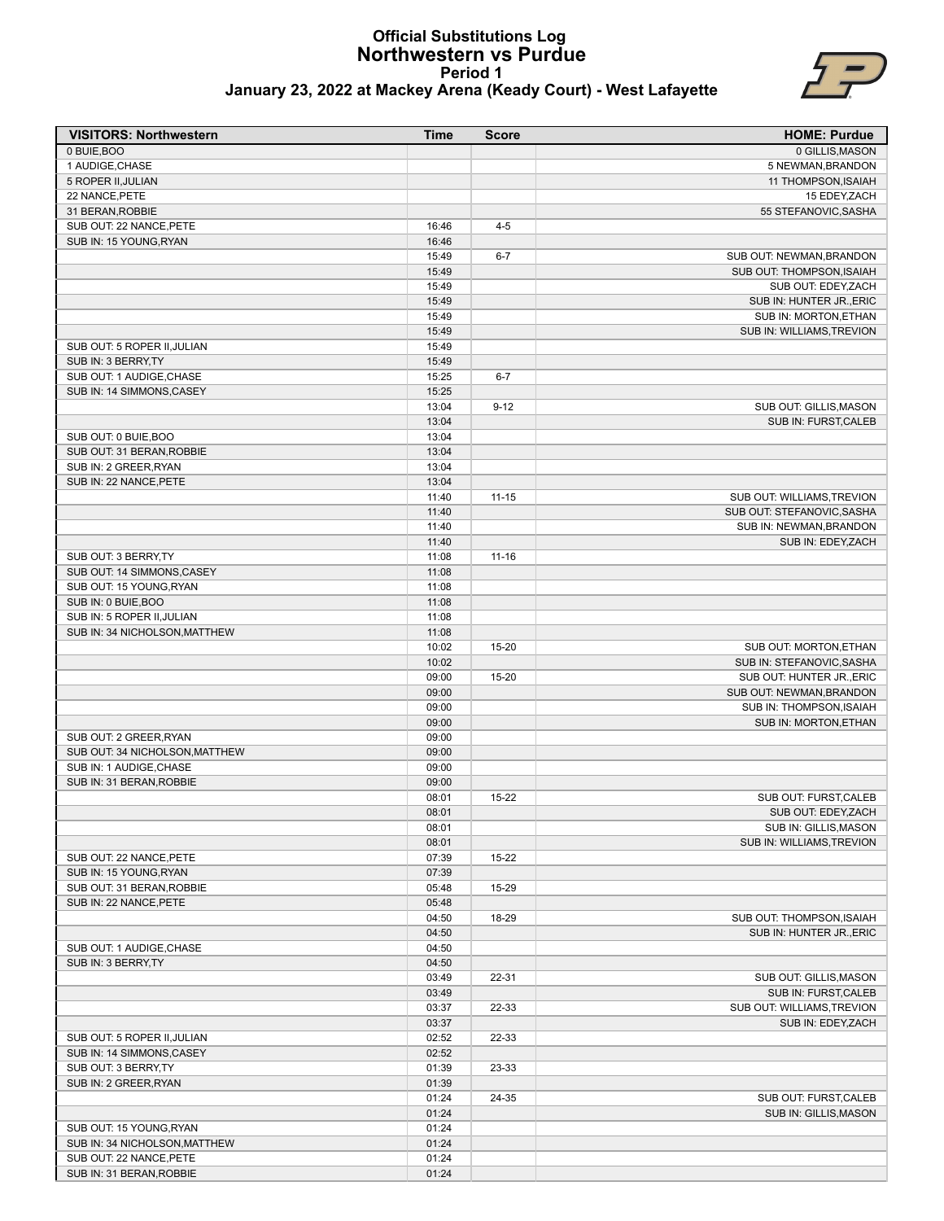# Official Substitutions Log
## Northwestern vs Purdue
### Period 1
### January 23, 2022 at Mackey Arena (Keady Court) - West Lafayette

| VISITORS: Northwestern | Time | Score | HOME: Purdue |
|---|---|---|---|
| 0 BUIE,BOO | | | 0 GILLIS,MASON |
| 1 AUDIGE,CHASE | | | 5 NEWMAN,BRANDON |
| 5 ROPER II,JULIAN | | | 11 THOMPSON,ISAIAH |
| 22 NANCE,PETE | | | 15 EDEY,ZACH |
| 31 BERAN,ROBBIE | | | 55 STEFANOVIC,SASHA |
| SUB OUT: 22 NANCE,PETE | 16:46 | 4-5 | |
| SUB IN: 15 YOUNG,RYAN | 16:46 | | |
| | 15:49 | 6-7 | SUB OUT: NEWMAN,BRANDON |
| | 15:49 | | SUB OUT: THOMPSON,ISAIAH |
| | 15:49 | | SUB OUT: EDEY,ZACH |
| | 15:49 | | SUB IN: HUNTER JR.,ERIC |
| | 15:49 | | SUB IN: MORTON,ETHAN |
| | 15:49 | | SUB IN: WILLIAMS,TREVION |
| SUB OUT: 5 ROPER II,JULIAN | 15:49 | | |
| SUB IN: 3 BERRY,TY | 15:49 | | |
| SUB OUT: 1 AUDIGE,CHASE | 15:25 | 6-7 | |
| SUB IN: 14 SIMMONS,CASEY | 15:25 | | |
| | 13:04 | 9-12 | SUB OUT: GILLIS,MASON |
| | 13:04 | | SUB IN: FURST,CALEB |
| SUB OUT: 0 BUIE,BOO | 13:04 | | |
| SUB OUT: 31 BERAN,ROBBIE | 13:04 | | |
| SUB IN: 2 GREER,RYAN | 13:04 | | |
| SUB IN: 22 NANCE,PETE | 13:04 | | |
| | 11:40 | 11-15 | SUB OUT: WILLIAMS,TREVION |
| | 11:40 | | SUB OUT: STEFANOVIC,SASHA |
| | 11:40 | | SUB IN: NEWMAN,BRANDON |
| | 11:40 | | SUB IN: EDEY,ZACH |
| SUB OUT: 3 BERRY,TY | 11:08 | 11-16 | |
| SUB OUT: 14 SIMMONS,CASEY | 11:08 | | |
| SUB OUT: 15 YOUNG,RYAN | 11:08 | | |
| SUB IN: 0 BUIE,BOO | 11:08 | | |
| SUB IN: 5 ROPER II,JULIAN | 11:08 | | |
| SUB IN: 34 NICHOLSON,MATTHEW | 11:08 | | |
| | 10:02 | 15-20 | SUB OUT: MORTON,ETHAN |
| | 10:02 | | SUB IN: STEFANOVIC,SASHA |
| | 09:00 | 15-20 | SUB OUT: HUNTER JR.,ERIC |
| | 09:00 | | SUB OUT: NEWMAN,BRANDON |
| | 09:00 | | SUB IN: THOMPSON,ISAIAH |
| | 09:00 | | SUB IN: MORTON,ETHAN |
| SUB OUT: 2 GREER,RYAN | 09:00 | | |
| SUB OUT: 34 NICHOLSON,MATTHEW | 09:00 | | |
| SUB IN: 1 AUDIGE,CHASE | 09:00 | | |
| SUB IN: 31 BERAN,ROBBIE | 09:00 | | |
| | 08:01 | 15-22 | SUB OUT: FURST,CALEB |
| | 08:01 | | SUB OUT: EDEY,ZACH |
| | 08:01 | | SUB IN: GILLIS,MASON |
| | 08:01 | | SUB IN: WILLIAMS,TREVION |
| SUB OUT: 22 NANCE,PETE | 07:39 | 15-22 | |
| SUB IN: 15 YOUNG,RYAN | 07:39 | | |
| SUB OUT: 31 BERAN,ROBBIE | 05:48 | 15-29 | |
| SUB IN: 22 NANCE,PETE | 05:48 | | |
| | 04:50 | 18-29 | SUB OUT: THOMPSON,ISAIAH |
| | 04:50 | | SUB IN: HUNTER JR.,ERIC |
| SUB OUT: 1 AUDIGE,CHASE | 04:50 | | |
| SUB IN: 3 BERRY,TY | 04:50 | | |
| | 03:49 | 22-31 | SUB OUT: GILLIS,MASON |
| | 03:49 | | SUB IN: FURST,CALEB |
| | 03:37 | 22-33 | SUB OUT: WILLIAMS,TREVION |
| | 03:37 | | SUB IN: EDEY,ZACH |
| SUB OUT: 5 ROPER II,JULIAN | 02:52 | 22-33 | |
| SUB IN: 14 SIMMONS,CASEY | 02:52 | | |
| SUB OUT: 3 BERRY,TY | 01:39 | 23-33 | |
| SUB IN: 2 GREER,RYAN | 01:39 | | |
| | 01:24 | 24-35 | SUB OUT: FURST,CALEB |
| | 01:24 | | SUB IN: GILLIS,MASON |
| SUB OUT: 15 YOUNG,RYAN | 01:24 | | |
| SUB IN: 34 NICHOLSON,MATTHEW | 01:24 | | |
| SUB OUT: 22 NANCE,PETE | 01:24 | | |
| SUB IN: 31 BERAN,ROBBIE | 01:24 | | |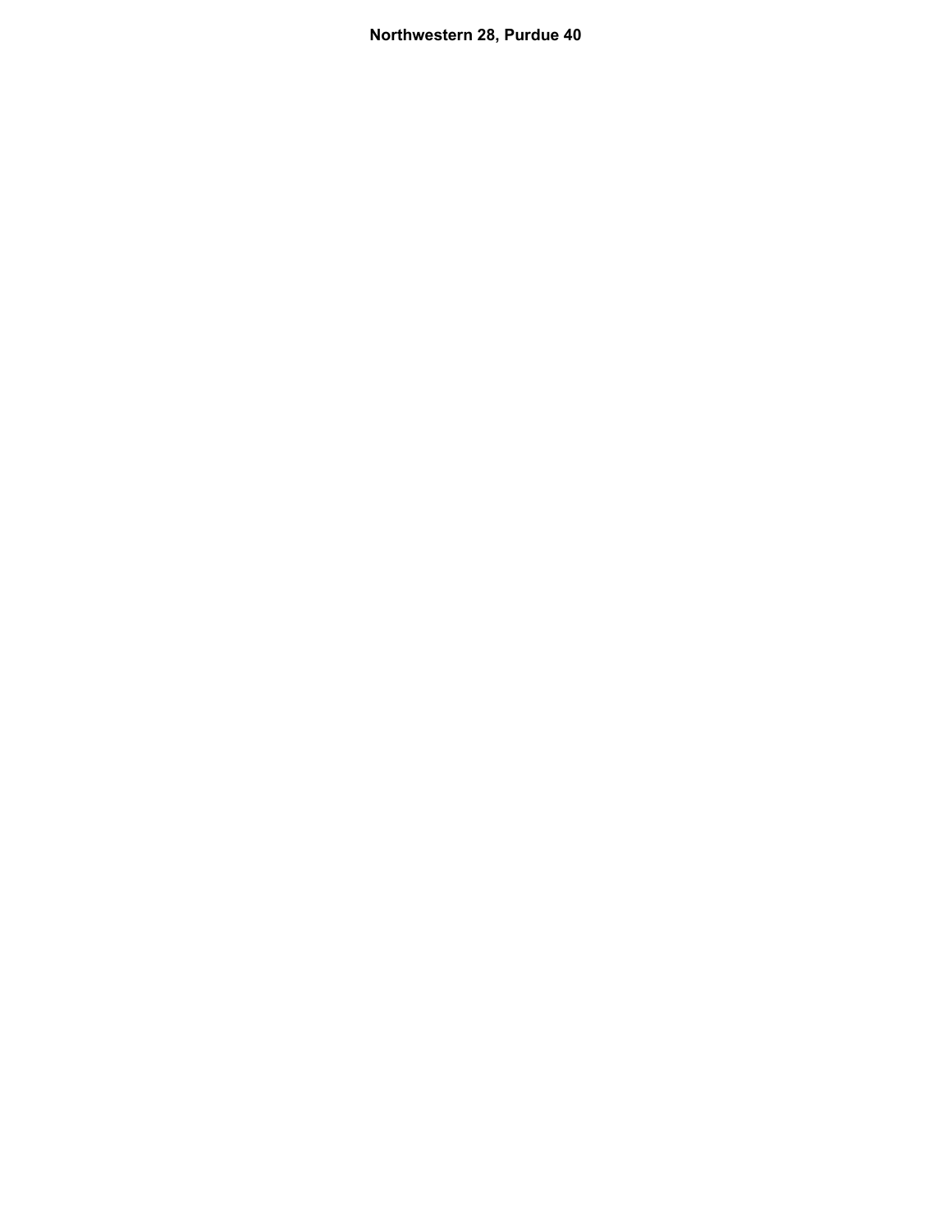**Northwestern 28, Purdue 40**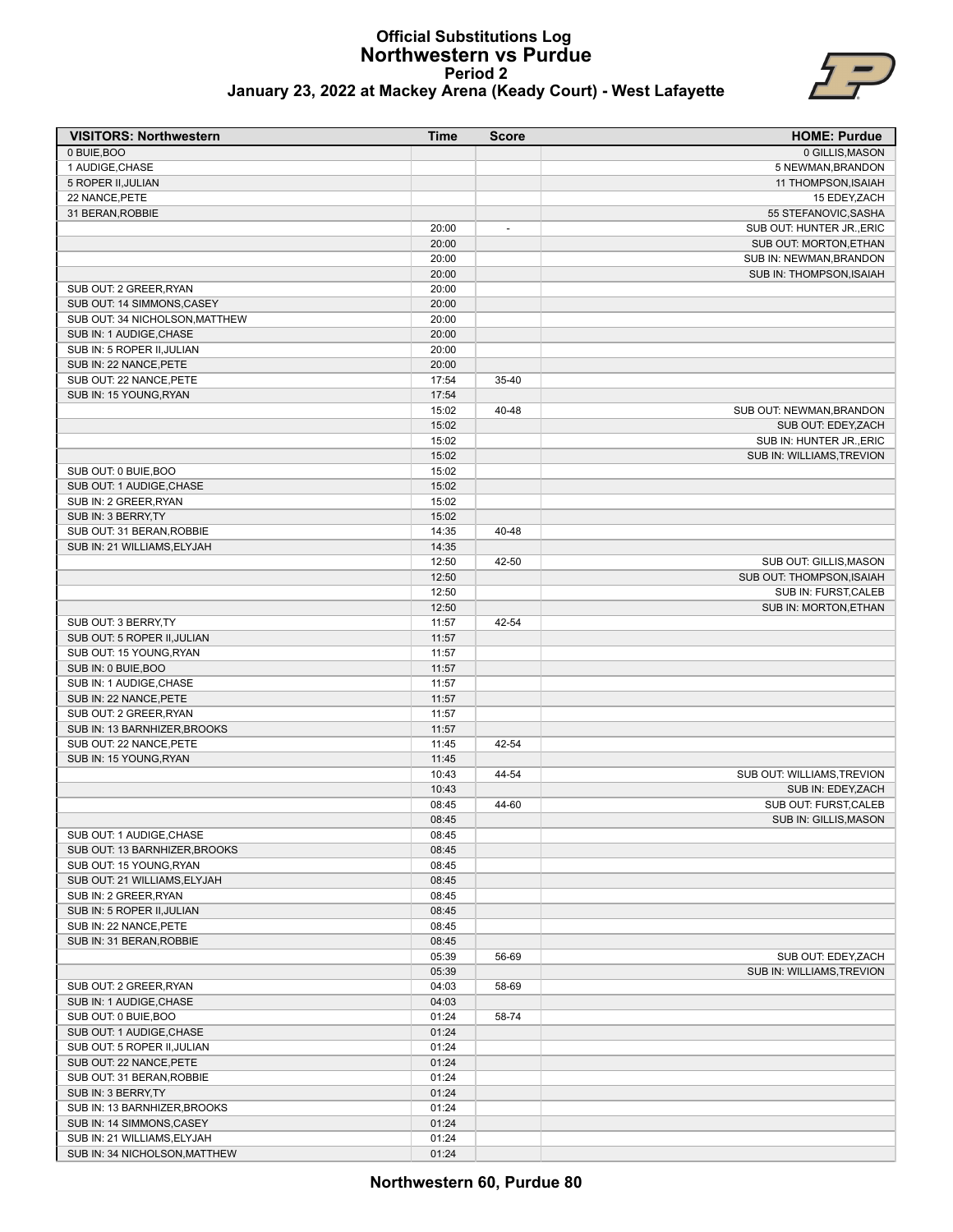# Official Substitutions Log
## Northwestern vs Purdue
### Period 2
### January 23, 2022 at Mackey Arena (Keady Court) - West Lafayette

| VISITORS: Northwestern | Time | Score | HOME: Purdue |
|---|---|---|---|
| 0 BUIE,BOO | | | 0 GILLIS,MASON |
| 1 AUDIGE,CHASE | | | 5 NEWMAN,BRANDON |
| 5 ROPER II,JULIAN | | | 11 THOMPSON,ISAIAH |
| 22 NANCE,PETE | | | 15 EDEY,ZACH |
| 31 BERAN,ROBBIE | | | 55 STEFANOVIC,SASHA |
| | 20:00 | - | SUB OUT: HUNTER JR.,ERIC |
| | 20:00 | | SUB OUT: MORTON,ETHAN |
| | 20:00 | | SUB IN: NEWMAN,BRANDON |
| | 20:00 | | SUB IN: THOMPSON,ISAIAH |
| SUB OUT: 2 GREER,RYAN | 20:00 | | |
| SUB OUT: 14 SIMMONS,CASEY | 20:00 | | |
| SUB OUT: 34 NICHOLSON,MATTHEW | 20:00 | | |
| SUB IN: 1 AUDIGE,CHASE | 20:00 | | |
| SUB IN: 5 ROPER II,JULIAN | 20:00 | | |
| SUB IN: 22 NANCE,PETE | 20:00 | | |
| SUB OUT: 22 NANCE,PETE | 17:54 | 35-40 | |
| SUB IN: 15 YOUNG,RYAN | 17:54 | | |
| | 15:02 | 40-48 | SUB OUT: NEWMAN,BRANDON |
| | 15:02 | | SUB OUT: EDEY,ZACH |
| | 15:02 | | SUB IN: HUNTER JR.,ERIC |
| | 15:02 | | SUB IN: WILLIAMS,TREVION |
| SUB OUT: 0 BUIE,BOO | 15:02 | | |
| SUB OUT: 1 AUDIGE,CHASE | 15:02 | | |
| SUB IN: 2 GREER,RYAN | 15:02 | | |
| SUB IN: 3 BERRY,TY | 15:02 | | |
| SUB OUT: 31 BERAN,ROBBIE | 14:35 | 40-48 | |
| SUB IN: 21 WILLIAMS,ELYJAH | 14:35 | | |
| | 12:50 | 42-50 | SUB OUT: GILLIS,MASON |
| | 12:50 | | SUB OUT: THOMPSON,ISAIAH |
| | 12:50 | | SUB IN: FURST,CALEB |
| | 12:50 | | SUB IN: MORTON,ETHAN |
| SUB OUT: 3 BERRY,TY | 11:57 | 42-54 | |
| SUB OUT: 5 ROPER II,JULIAN | 11:57 | | |
| SUB OUT: 15 YOUNG,RYAN | 11:57 | | |
| SUB IN: 0 BUIE,BOO | 11:57 | | |
| SUB IN: 1 AUDIGE,CHASE | 11:57 | | |
| SUB IN: 22 NANCE,PETE | 11:57 | | |
| SUB OUT: 2 GREER,RYAN | 11:57 | | |
| SUB IN: 13 BARNHIZER,BROOKS | 11:57 | | |
| SUB OUT: 22 NANCE,PETE | 11:45 | 42-54 | |
| SUB IN: 15 YOUNG,RYAN | 11:45 | | |
| | 10:43 | 44-54 | SUB OUT: WILLIAMS,TREVION |
| | 10:43 | | SUB IN: EDEY,ZACH |
| | 08:45 | 44-60 | SUB OUT: FURST,CALEB |
| | 08:45 | | SUB IN: GILLIS,MASON |
| SUB OUT: 1 AUDIGE,CHASE | 08:45 | | |
| SUB OUT: 13 BARNHIZER,BROOKS | 08:45 | | |
| SUB OUT: 15 YOUNG,RYAN | 08:45 | | |
| SUB OUT: 21 WILLIAMS,ELYJAH | 08:45 | | |
| SUB IN: 2 GREER,RYAN | 08:45 | | |
| SUB IN: 5 ROPER II,JULIAN | 08:45 | | |
| SUB IN: 22 NANCE,PETE | 08:45 | | |
| SUB IN: 31 BERAN,ROBBIE | 08:45 | | |
| | 05:39 | 56-69 | SUB OUT: EDEY,ZACH |
| | 05:39 | | SUB IN: WILLIAMS,TREVION |
| SUB OUT: 2 GREER,RYAN | 04:03 | 58-69 | |
| SUB IN: 1 AUDIGE,CHASE | 04:03 | | |
| SUB OUT: 0 BUIE,BOO | 01:24 | 58-74 | |
| SUB OUT: 1 AUDIGE,CHASE | 01:24 | | |
| SUB OUT: 5 ROPER II,JULIAN | 01:24 | | |
| SUB OUT: 22 NANCE,PETE | 01:24 | | |
| SUB OUT: 31 BERAN,ROBBIE | 01:24 | | |
| SUB IN: 3 BERRY,TY | 01:24 | | |
| SUB IN: 13 BARNHIZER,BROOKS | 01:24 | | |
| SUB IN: 14 SIMMONS,CASEY | 01:24 | | |
| SUB IN: 21 WILLIAMS,ELYJAH | 01:24 | | |
| SUB IN: 34 NICHOLSON,MATTHEW | 01:24 | | |

**Northwestern 60, Purdue 80**